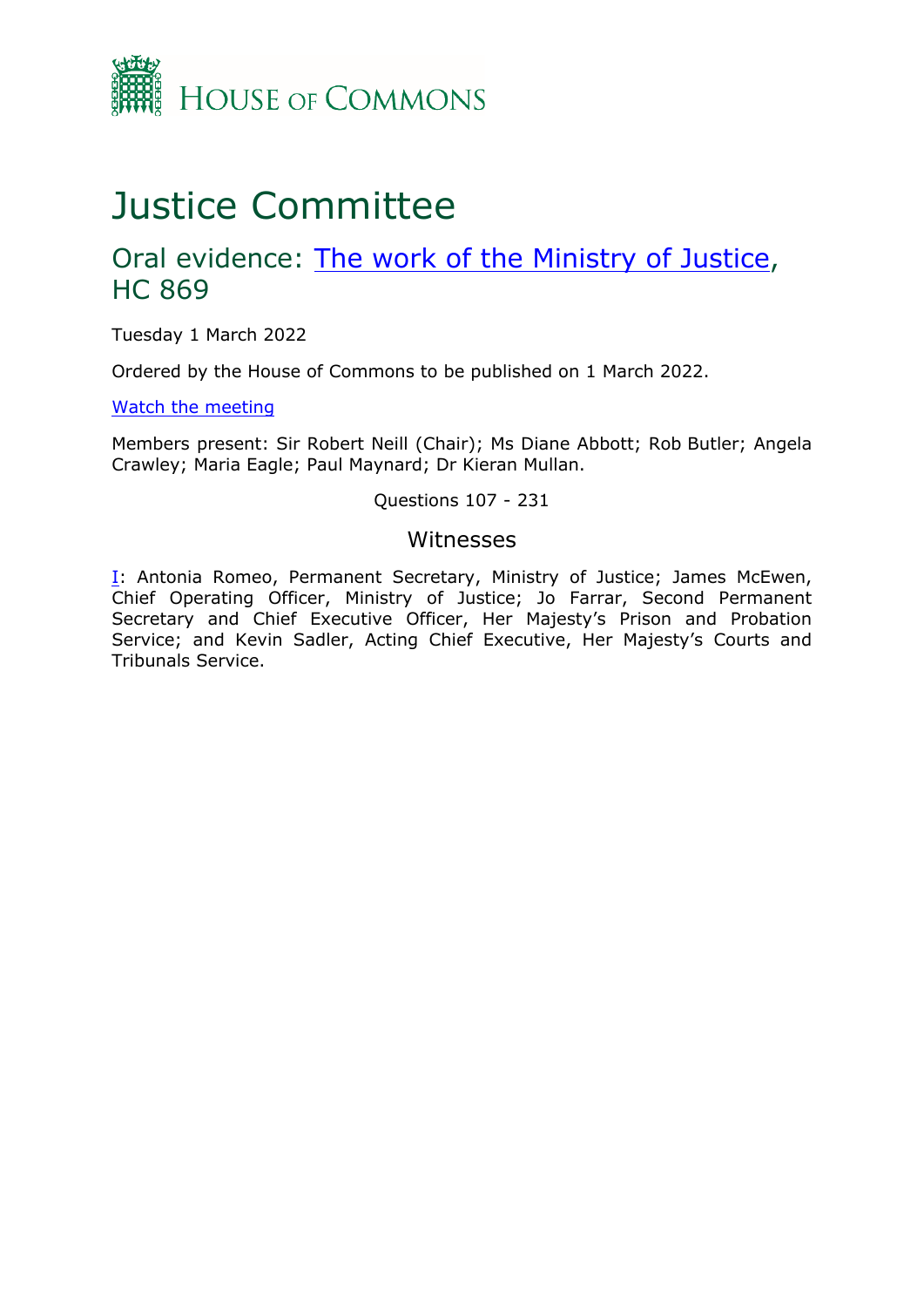HOUSE OF COMMONS

# Justice Committee

## Oral evidence: [The work of the Ministry of Justice](), HC 869

Tuesday 1 March 2022

Ordered by the House of Commons to be published on 1 March 2022.

[Watch the meeting]()

Members present: Sir Robert Neill (Chair); Ms Diane Abbott; Rob Butler; Angela Crawley; Maria Eagle; Paul Maynard; Dr Kieran Mullan.

Questions 107 - 231

### Witnesses

[I](): Antonia Romeo, Permanent Secretary, Ministry of Justice; James McEwen, Chief Operating Officer, Ministry of Justice; Jo Farrar, Second Permanent Secretary and Chief Executive Officer, Her Majesty's Prison and Probation Service; and Kevin Sadler, Acting Chief Executive, Her Majesty's Courts and Tribunals Service.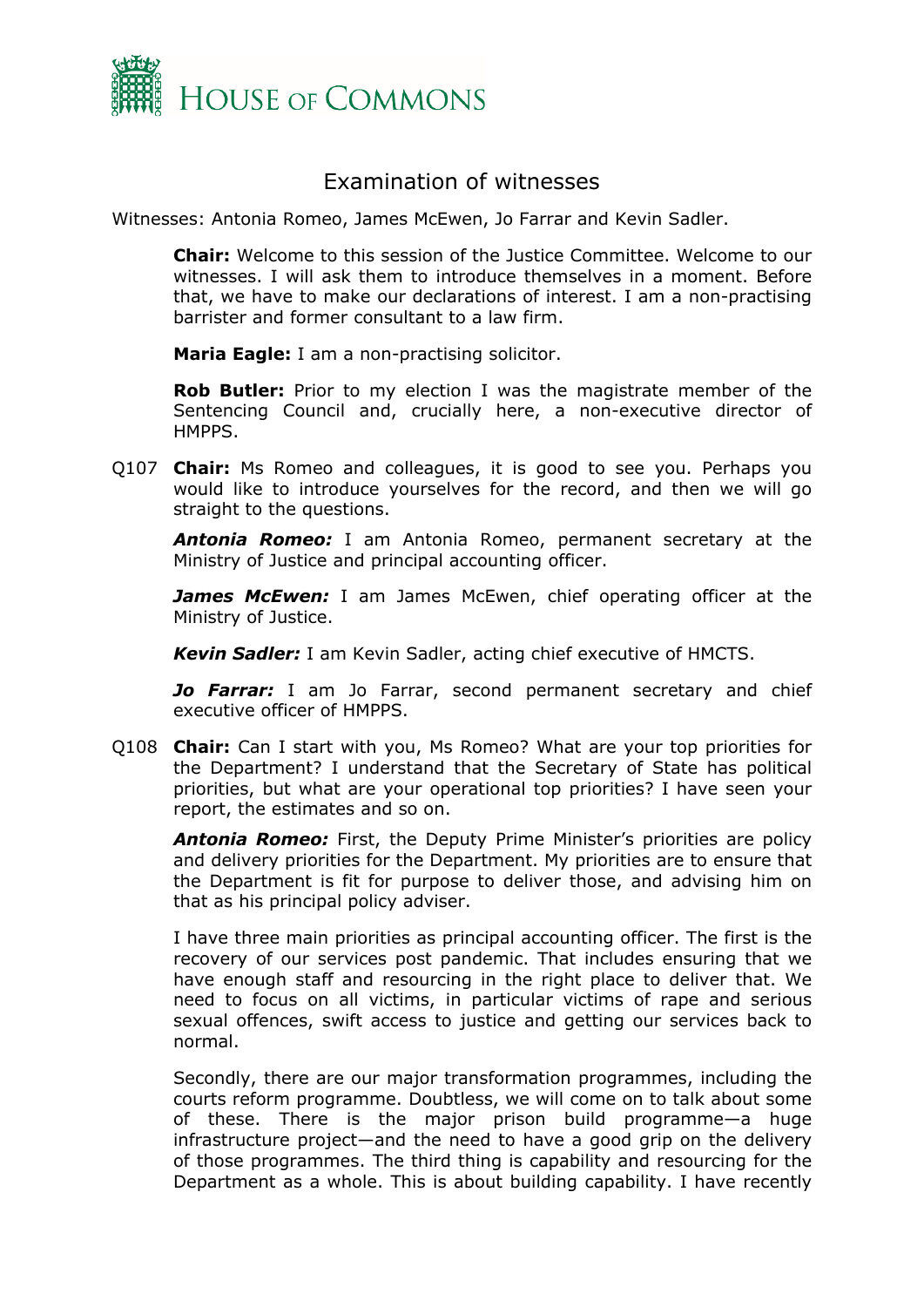# Examination of witnesses

Witnesses: Antonia Romeo, James McEwen, Jo Farrar and Kevin Sadler.

**Chair:** Welcome to this session of the Justice Committee. Welcome to our witnesses. I will ask them to introduce themselves in a moment. Before that, we have to make our declarations of interest. I am a non-practising barrister and former consultant to a law firm.

**Maria Eagle:** I am a non-practising solicitor.

**Rob Butler:** Prior to my election I was the magistrate member of the Sentencing Council and, crucially here, a non-executive director of HMPPS.

Q107 **Chair:** Ms Romeo and colleagues, it is good to see you. Perhaps you would like to introduce yourselves for the record, and then we will go straight to the questions.

***Antonia Romeo:*** I am Antonia Romeo, permanent secretary at the Ministry of Justice and principal accounting officer.

***James McEwen:*** I am James McEwen, chief operating officer at the Ministry of Justice.

***Kevin Sadler:*** I am Kevin Sadler, acting chief executive of HMCTS.

***Jo Farrar:*** I am Jo Farrar, second permanent secretary and chief executive officer of HMPPS.

Q108 **Chair:** Can I start with you, Ms Romeo? What are your top priorities for the Department? I understand that the Secretary of State has political priorities, but what are your operational top priorities? I have seen your report, the estimates and so on.

***Antonia Romeo:*** First, the Deputy Prime Minister's priorities are policy and delivery priorities for the Department. My priorities are to ensure that the Department is fit for purpose to deliver those, and advising him on that as his principal policy adviser.

I have three main priorities as principal accounting officer. The first is the recovery of our services post pandemic. That includes ensuring that we have enough staff and resourcing in the right place to deliver that. We need to focus on all victims, in particular victims of rape and serious sexual offences, swift access to justice and getting our services back to normal.

Secondly, there are our major transformation programmes, including the courts reform programme. Doubtless, we will come on to talk about some of these. There is the major prison build programme—a huge infrastructure project—and the need to have a good grip on the delivery of those programmes. The third thing is capability and resourcing for the Department as a whole. This is about building capability. I have recently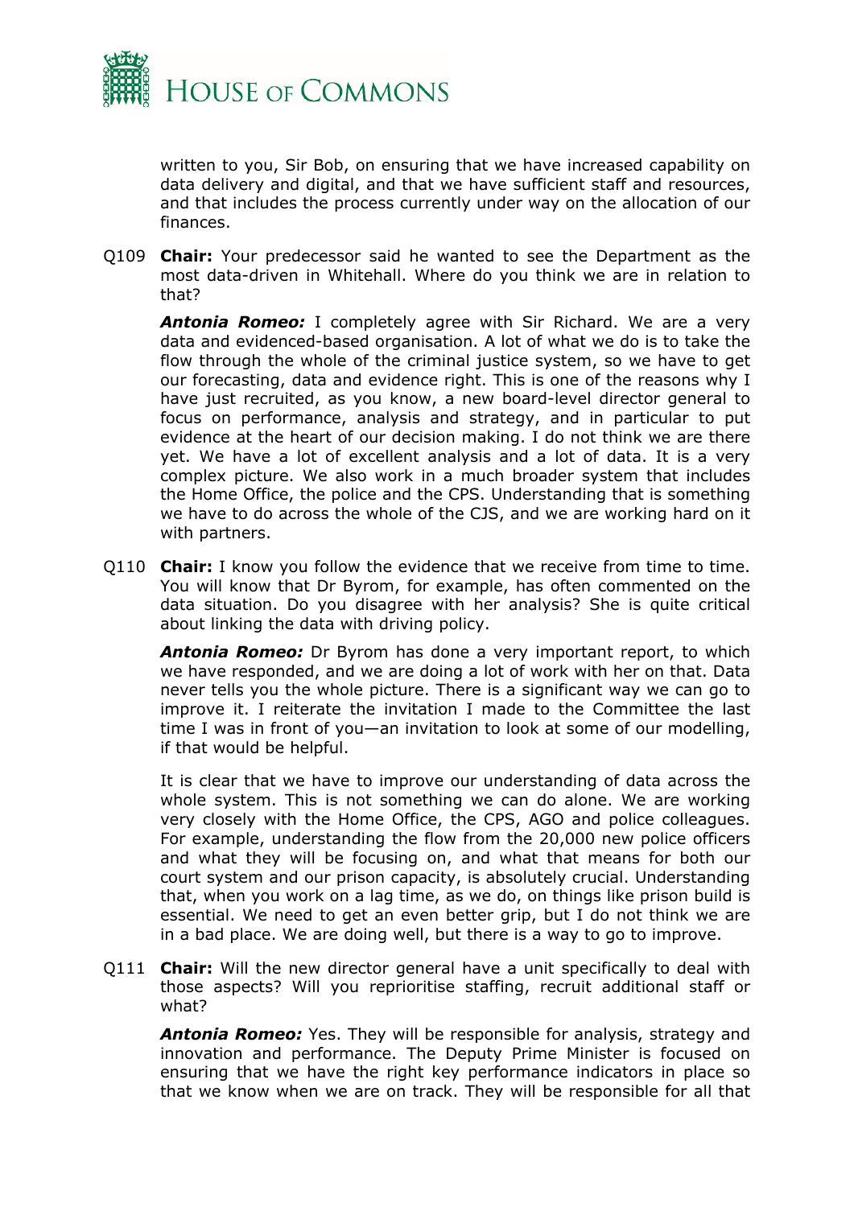written to you, Sir Bob, on ensuring that we have increased capability on data delivery and digital, and that we have sufficient staff and resources, and that includes the process currently under way on the allocation of our finances.

Q109 **Chair:** Your predecessor said he wanted to see the Department as the most data-driven in Whitehall. Where do you think we are in relation to that?

***Antonia Romeo:*** I completely agree with Sir Richard. We are a very data and evidenced-based organisation. A lot of what we do is to take the flow through the whole of the criminal justice system, so we have to get our forecasting, data and evidence right. This is one of the reasons why I have just recruited, as you know, a new board-level director general to focus on performance, analysis and strategy, and in particular to put evidence at the heart of our decision making. I do not think we are there yet. We have a lot of excellent analysis and a lot of data. It is a very complex picture. We also work in a much broader system that includes the Home Office, the police and the CPS. Understanding that is something we have to do across the whole of the CJS, and we are working hard on it with partners.

Q110 **Chair:** I know you follow the evidence that we receive from time to time. You will know that Dr Byrom, for example, has often commented on the data situation. Do you disagree with her analysis? She is quite critical about linking the data with driving policy.

***Antonia Romeo:*** Dr Byrom has done a very important report, to which we have responded, and we are doing a lot of work with her on that. Data never tells you the whole picture. There is a significant way we can go to improve it. I reiterate the invitation I made to the Committee the last time I was in front of you—an invitation to look at some of our modelling, if that would be helpful.

It is clear that we have to improve our understanding of data across the whole system. This is not something we can do alone. We are working very closely with the Home Office, the CPS, AGO and police colleagues. For example, understanding the flow from the 20,000 new police officers and what they will be focusing on, and what that means for both our court system and our prison capacity, is absolutely crucial. Understanding that, when you work on a lag time, as we do, on things like prison build is essential. We need to get an even better grip, but I do not think we are in a bad place. We are doing well, but there is a way to go to improve.

Q111 **Chair:** Will the new director general have a unit specifically to deal with those aspects? Will you reprioritise staffing, recruit additional staff or what?

***Antonia Romeo:*** Yes. They will be responsible for analysis, strategy and innovation and performance. The Deputy Prime Minister is focused on ensuring that we have the right key performance indicators in place so that we know when we are on track. They will be responsible for all that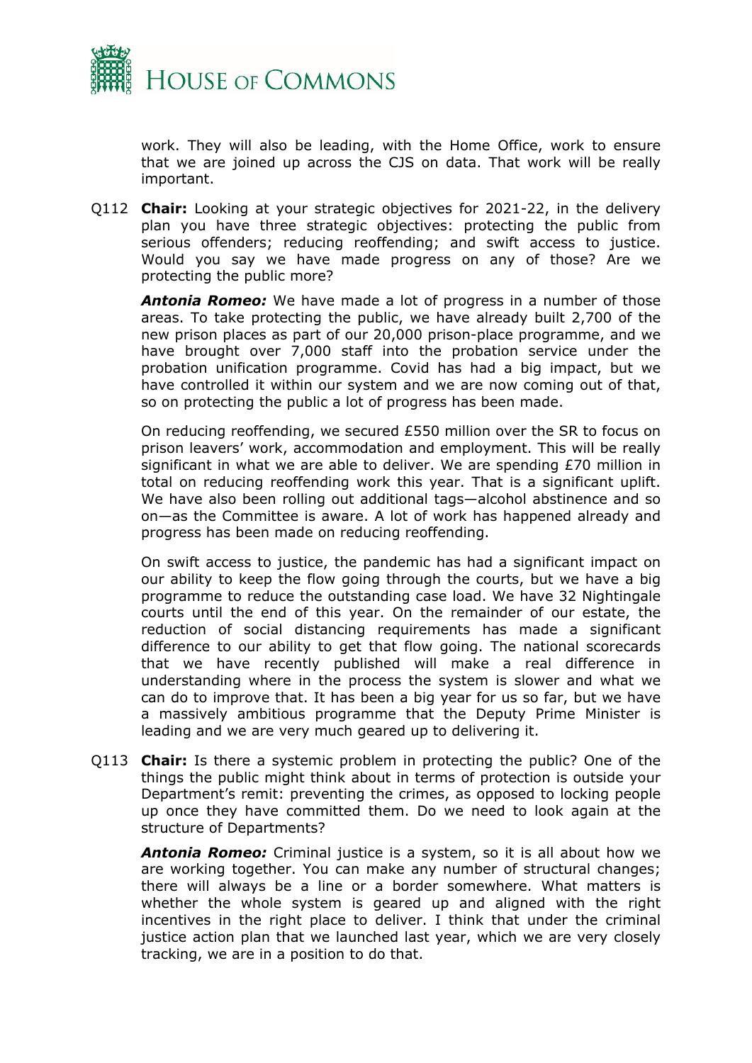work. They will also be leading, with the Home Office, work to ensure that we are joined up across the CJS on data. That work will be really important.

Q112 **Chair:** Looking at your strategic objectives for 2021-22, in the delivery plan you have three strategic objectives: protecting the public from serious offenders; reducing reoffending; and swift access to justice. Would you say we have made progress on any of those? Are we protecting the public more?

***Antonia Romeo:*** We have made a lot of progress in a number of those areas. To take protecting the public, we have already built 2,700 of the new prison places as part of our 20,000 prison-place programme, and we have brought over 7,000 staff into the probation service under the probation unification programme. Covid has had a big impact, but we have controlled it within our system and we are now coming out of that, so on protecting the public a lot of progress has been made.

On reducing reoffending, we secured £550 million over the SR to focus on prison leavers' work, accommodation and employment. This will be really significant in what we are able to deliver. We are spending £70 million in total on reducing reoffending work this year. That is a significant uplift. We have also been rolling out additional tags—alcohol abstinence and so on—as the Committee is aware. A lot of work has happened already and progress has been made on reducing reoffending.

On swift access to justice, the pandemic has had a significant impact on our ability to keep the flow going through the courts, but we have a big programme to reduce the outstanding case load. We have 32 Nightingale courts until the end of this year. On the remainder of our estate, the reduction of social distancing requirements has made a significant difference to our ability to get that flow going. The national scorecards that we have recently published will make a real difference in understanding where in the process the system is slower and what we can do to improve that. It has been a big year for us so far, but we have a massively ambitious programme that the Deputy Prime Minister is leading and we are very much geared up to delivering it.

Q113 **Chair:** Is there a systemic problem in protecting the public? One of the things the public might think about in terms of protection is outside your Department's remit: preventing the crimes, as opposed to locking people up once they have committed them. Do we need to look again at the structure of Departments?

***Antonia Romeo:*** Criminal justice is a system, so it is all about how we are working together. You can make any number of structural changes; there will always be a line or a border somewhere. What matters is whether the whole system is geared up and aligned with the right incentives in the right place to deliver. I think that under the criminal justice action plan that we launched last year, which we are very closely tracking, we are in a position to do that.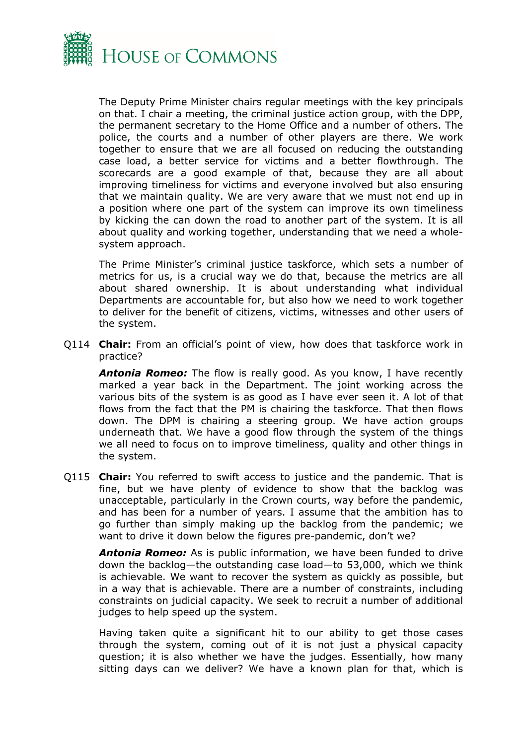The Deputy Prime Minister chairs regular meetings with the key principals on that. I chair a meeting, the criminal justice action group, with the DPP, the permanent secretary to the Home Office and a number of others. The police, the courts and a number of other players are there. We work together to ensure that we are all focused on reducing the outstanding case load, a better service for victims and a better flowthrough. The scorecards are a good example of that, because they are all about improving timeliness for victims and everyone involved but also ensuring that we maintain quality. We are very aware that we must not end up in a position where one part of the system can improve its own timeliness by kicking the can down the road to another part of the system. It is all about quality and working together, understanding that we need a whole-system approach.

The Prime Minister's criminal justice taskforce, which sets a number of metrics for us, is a crucial way we do that, because the metrics are all about shared ownership. It is about understanding what individual Departments are accountable for, but also how we need to work together to deliver for the benefit of citizens, victims, witnesses and other users of the system.

Q114 **Chair:** From an official's point of view, how does that taskforce work in practice?

***Antonia Romeo:*** The flow is really good. As you know, I have recently marked a year back in the Department. The joint working across the various bits of the system is as good as I have ever seen it. A lot of that flows from the fact that the PM is chairing the taskforce. That then flows down. The DPM is chairing a steering group. We have action groups underneath that. We have a good flow through the system of the things we all need to focus on to improve timeliness, quality and other things in the system.

Q115 **Chair:** You referred to swift access to justice and the pandemic. That is fine, but we have plenty of evidence to show that the backlog was unacceptable, particularly in the Crown courts, way before the pandemic, and has been for a number of years. I assume that the ambition has to go further than simply making up the backlog from the pandemic; we want to drive it down below the figures pre-pandemic, don't we?

***Antonia Romeo:*** As is public information, we have been funded to drive down the backlog—the outstanding case load—to 53,000, which we think is achievable. We want to recover the system as quickly as possible, but in a way that is achievable. There are a number of constraints, including constraints on judicial capacity. We seek to recruit a number of additional judges to help speed up the system.

Having taken quite a significant hit to our ability to get those cases through the system, coming out of it is not just a physical capacity question; it is also whether we have the judges. Essentially, how many sitting days can we deliver? We have a known plan for that, which is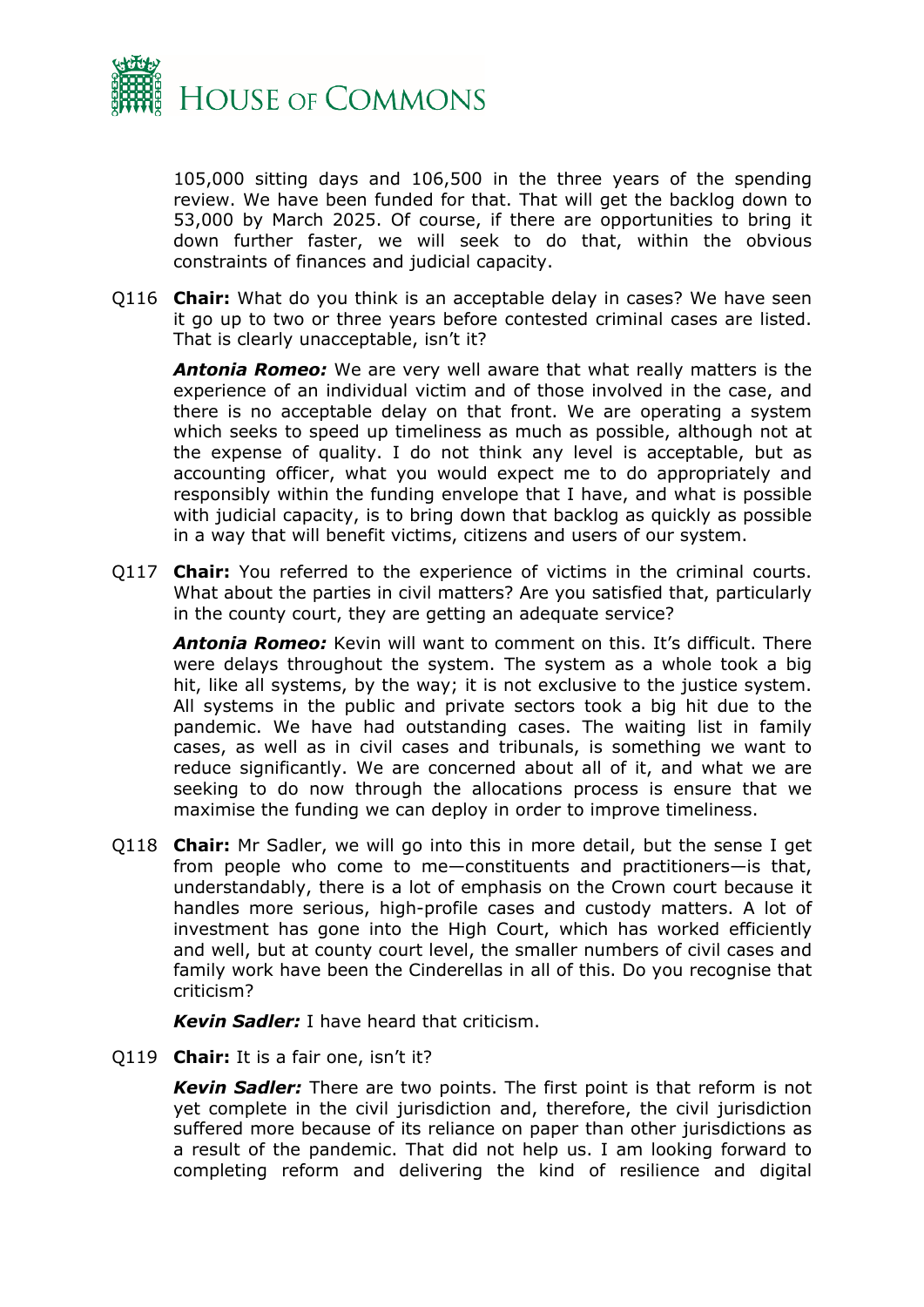105,000 sitting days and 106,500 in the three years of the spending review. We have been funded for that. That will get the backlog down to 53,000 by March 2025. Of course, if there are opportunities to bring it down further faster, we will seek to do that, within the obvious constraints of finances and judicial capacity.

Q116 **Chair:** What do you think is an acceptable delay in cases? We have seen it go up to two or three years before contested criminal cases are listed. That is clearly unacceptable, isn't it?

***Antonia Romeo:*** We are very well aware that what really matters is the experience of an individual victim and of those involved in the case, and there is no acceptable delay on that front. We are operating a system which seeks to speed up timeliness as much as possible, although not at the expense of quality. I do not think any level is acceptable, but as accounting officer, what you would expect me to do appropriately and responsibly within the funding envelope that I have, and what is possible with judicial capacity, is to bring down that backlog as quickly as possible in a way that will benefit victims, citizens and users of our system.

Q117 **Chair:** You referred to the experience of victims in the criminal courts. What about the parties in civil matters? Are you satisfied that, particularly in the county court, they are getting an adequate service?

***Antonia Romeo:*** Kevin will want to comment on this. It's difficult. There were delays throughout the system. The system as a whole took a big hit, like all systems, by the way; it is not exclusive to the justice system. All systems in the public and private sectors took a big hit due to the pandemic. We have had outstanding cases. The waiting list in family cases, as well as in civil cases and tribunals, is something we want to reduce significantly. We are concerned about all of it, and what we are seeking to do now through the allocations process is ensure that we maximise the funding we can deploy in order to improve timeliness.

Q118 **Chair:** Mr Sadler, we will go into this in more detail, but the sense I get from people who come to me—constituents and practitioners—is that, understandably, there is a lot of emphasis on the Crown court because it handles more serious, high-profile cases and custody matters. A lot of investment has gone into the High Court, which has worked efficiently and well, but at county court level, the smaller numbers of civil cases and family work have been the Cinderellas in all of this. Do you recognise that criticism?

***Kevin Sadler:*** I have heard that criticism.

Q119 **Chair:** It is a fair one, isn't it?

***Kevin Sadler:*** There are two points. The first point is that reform is not yet complete in the civil jurisdiction and, therefore, the civil jurisdiction suffered more because of its reliance on paper than other jurisdictions as a result of the pandemic. That did not help us. I am looking forward to completing reform and delivering the kind of resilience and digital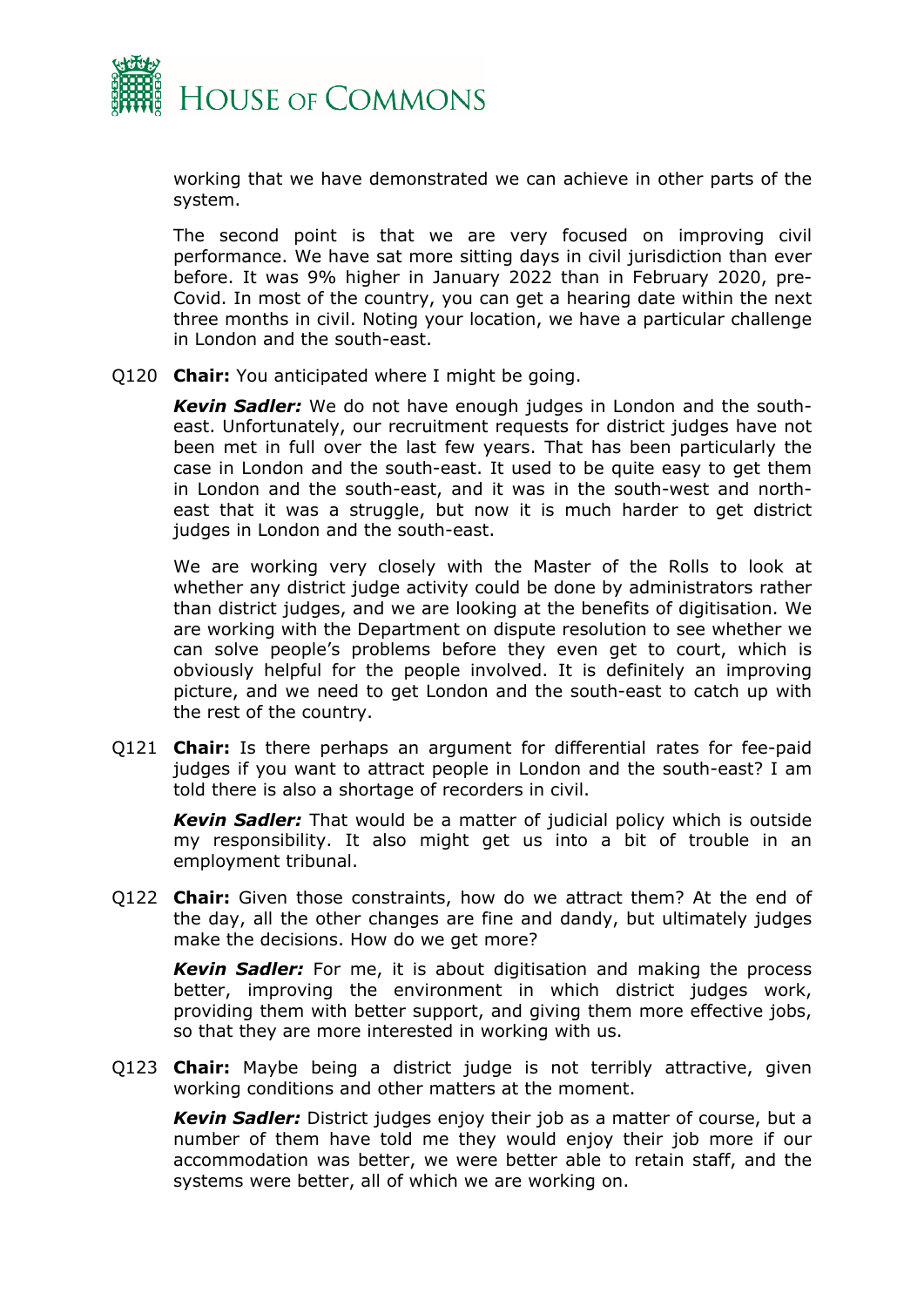working that we have demonstrated we can achieve in other parts of the system.

The second point is that we are very focused on improving civil performance. We have sat more sitting days in civil jurisdiction than ever before. It was 9% higher in January 2022 than in February 2020, pre-Covid. In most of the country, you can get a hearing date within the next three months in civil. Noting your location, we have a particular challenge in London and the south-east.

Q120 **Chair:** You anticipated where I might be going.

***Kevin Sadler:*** We do not have enough judges in London and the south-east. Unfortunately, our recruitment requests for district judges have not been met in full over the last few years. That has been particularly the case in London and the south-east. It used to be quite easy to get them in London and the south-east, and it was in the south-west and north-east that it was a struggle, but now it is much harder to get district judges in London and the south-east.

We are working very closely with the Master of the Rolls to look at whether any district judge activity could be done by administrators rather than district judges, and we are looking at the benefits of digitisation. We are working with the Department on dispute resolution to see whether we can solve people's problems before they even get to court, which is obviously helpful for the people involved. It is definitely an improving picture, and we need to get London and the south-east to catch up with the rest of the country.

Q121 **Chair:** Is there perhaps an argument for differential rates for fee-paid judges if you want to attract people in London and the south-east? I am told there is also a shortage of recorders in civil.

***Kevin Sadler:*** That would be a matter of judicial policy which is outside my responsibility. It also might get us into a bit of trouble in an employment tribunal.

Q122 **Chair:** Given those constraints, how do we attract them? At the end of the day, all the other changes are fine and dandy, but ultimately judges make the decisions. How do we get more?

***Kevin Sadler:*** For me, it is about digitisation and making the process better, improving the environment in which district judges work, providing them with better support, and giving them more effective jobs, so that they are more interested in working with us.

Q123 **Chair:** Maybe being a district judge is not terribly attractive, given working conditions and other matters at the moment.

***Kevin Sadler:*** District judges enjoy their job as a matter of course, but a number of them have told me they would enjoy their job more if our accommodation was better, we were better able to retain staff, and the systems were better, all of which we are working on.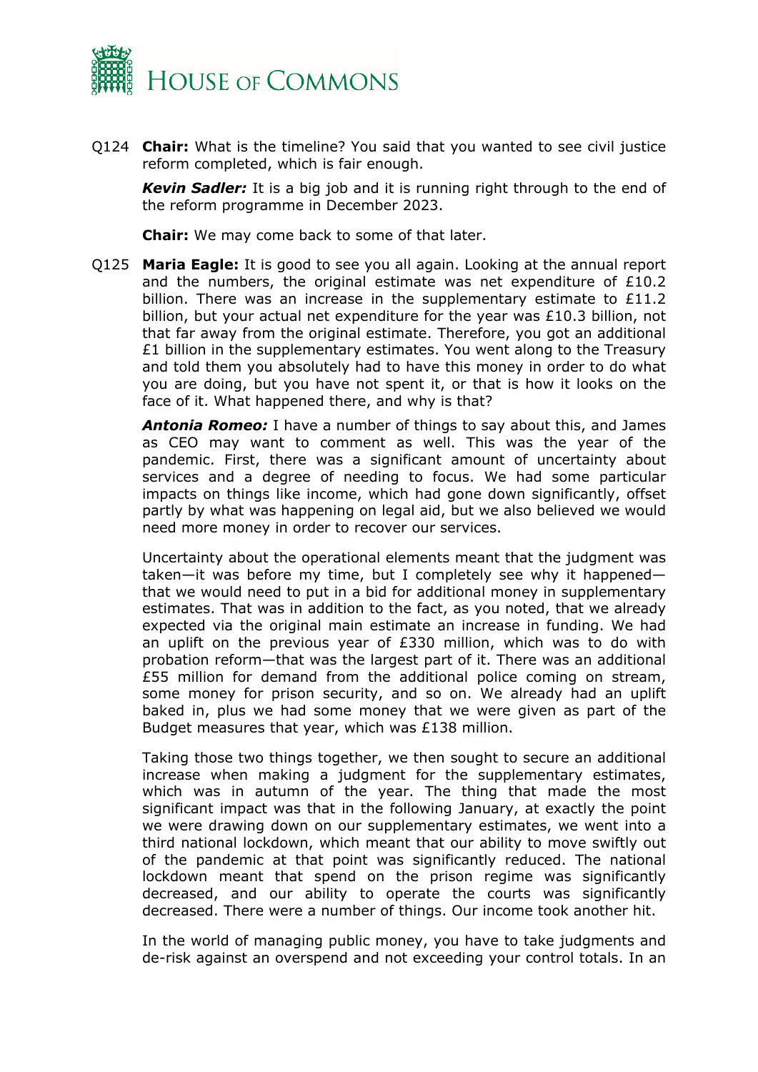Q124 **Chair:** What is the timeline? You said that you wanted to see civil justice reform completed, which is fair enough.

***Kevin Sadler:*** It is a big job and it is running right through to the end of the reform programme in December 2023.

**Chair:** We may come back to some of that later.

Q125 **Maria Eagle:** It is good to see you all again. Looking at the annual report and the numbers, the original estimate was net expenditure of £10.2 billion. There was an increase in the supplementary estimate to £11.2 billion, but your actual net expenditure for the year was £10.3 billion, not that far away from the original estimate. Therefore, you got an additional £1 billion in the supplementary estimates. You went along to the Treasury and told them you absolutely had to have this money in order to do what you are doing, but you have not spent it, or that is how it looks on the face of it. What happened there, and why is that?

***Antonia Romeo:*** I have a number of things to say about this, and James as CEO may want to comment as well. This was the year of the pandemic. First, there was a significant amount of uncertainty about services and a degree of needing to focus. We had some particular impacts on things like income, which had gone down significantly, offset partly by what was happening on legal aid, but we also believed we would need more money in order to recover our services.

Uncertainty about the operational elements meant that the judgment was taken—it was before my time, but I completely see why it happened—that we would need to put in a bid for additional money in supplementary estimates. That was in addition to the fact, as you noted, that we already expected via the original main estimate an increase in funding. We had an uplift on the previous year of £330 million, which was to do with probation reform—that was the largest part of it. There was an additional £55 million for demand from the additional police coming on stream, some money for prison security, and so on. We already had an uplift baked in, plus we had some money that we were given as part of the Budget measures that year, which was £138 million.

Taking those two things together, we then sought to secure an additional increase when making a judgment for the supplementary estimates, which was in autumn of the year. The thing that made the most significant impact was that in the following January, at exactly the point we were drawing down on our supplementary estimates, we went into a third national lockdown, which meant that our ability to move swiftly out of the pandemic at that point was significantly reduced. The national lockdown meant that spend on the prison regime was significantly decreased, and our ability to operate the courts was significantly decreased. There were a number of things. Our income took another hit.

In the world of managing public money, you have to take judgments and de-risk against an overspend and not exceeding your control totals. In an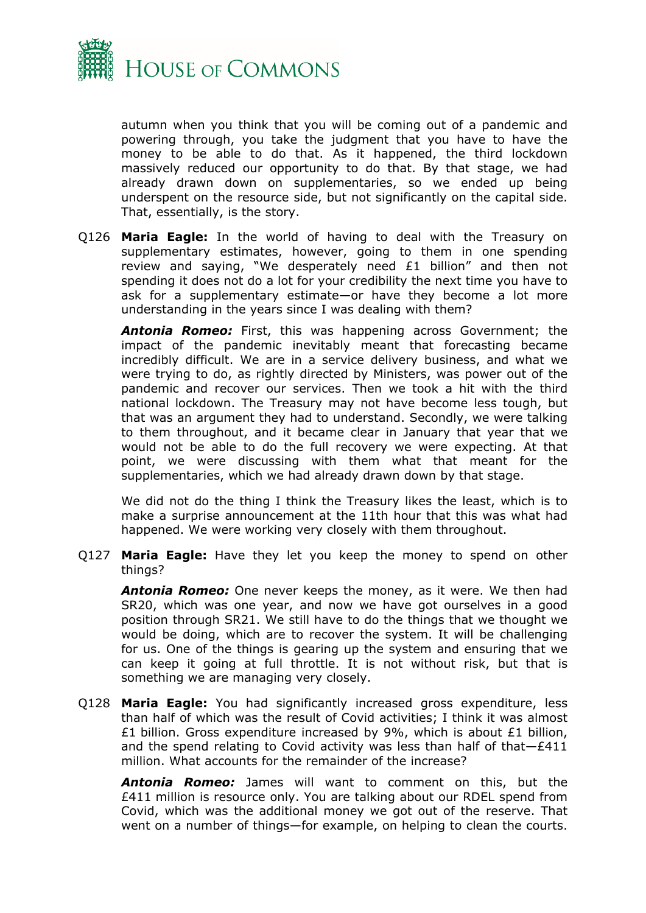autumn when you think that you will be coming out of a pandemic and powering through, you take the judgment that you have to have the money to be able to do that. As it happened, the third lockdown massively reduced our opportunity to do that. By that stage, we had already drawn down on supplementaries, so we ended up being underspent on the resource side, but not significantly on the capital side. That, essentially, is the story.

Q126 **Maria Eagle:** In the world of having to deal with the Treasury on supplementary estimates, however, going to them in one spending review and saying, "We desperately need £1 billion" and then not spending it does not do a lot for your credibility the next time you have to ask for a supplementary estimate—or have they become a lot more understanding in the years since I was dealing with them?

***Antonia Romeo:*** First, this was happening across Government; the impact of the pandemic inevitably meant that forecasting became incredibly difficult. We are in a service delivery business, and what we were trying to do, as rightly directed by Ministers, was power out of the pandemic and recover our services. Then we took a hit with the third national lockdown. The Treasury may not have become less tough, but that was an argument they had to understand. Secondly, we were talking to them throughout, and it became clear in January that year that we would not be able to do the full recovery we were expecting. At that point, we were discussing with them what that meant for the supplementaries, which we had already drawn down by that stage.

We did not do the thing I think the Treasury likes the least, which is to make a surprise announcement at the 11th hour that this was what had happened. We were working very closely with them throughout.

Q127 **Maria Eagle:** Have they let you keep the money to spend on other things?

***Antonia Romeo:*** One never keeps the money, as it were. We then had SR20, which was one year, and now we have got ourselves in a good position through SR21. We still have to do the things that we thought we would be doing, which are to recover the system. It will be challenging for us. One of the things is gearing up the system and ensuring that we can keep it going at full throttle. It is not without risk, but that is something we are managing very closely.

Q128 **Maria Eagle:** You had significantly increased gross expenditure, less than half of which was the result of Covid activities; I think it was almost £1 billion. Gross expenditure increased by 9%, which is about £1 billion, and the spend relating to Covid activity was less than half of that—£411 million. What accounts for the remainder of the increase?

***Antonia Romeo:*** James will want to comment on this, but the £411 million is resource only. You are talking about our RDEL spend from Covid, which was the additional money we got out of the reserve. That went on a number of things—for example, on helping to clean the courts.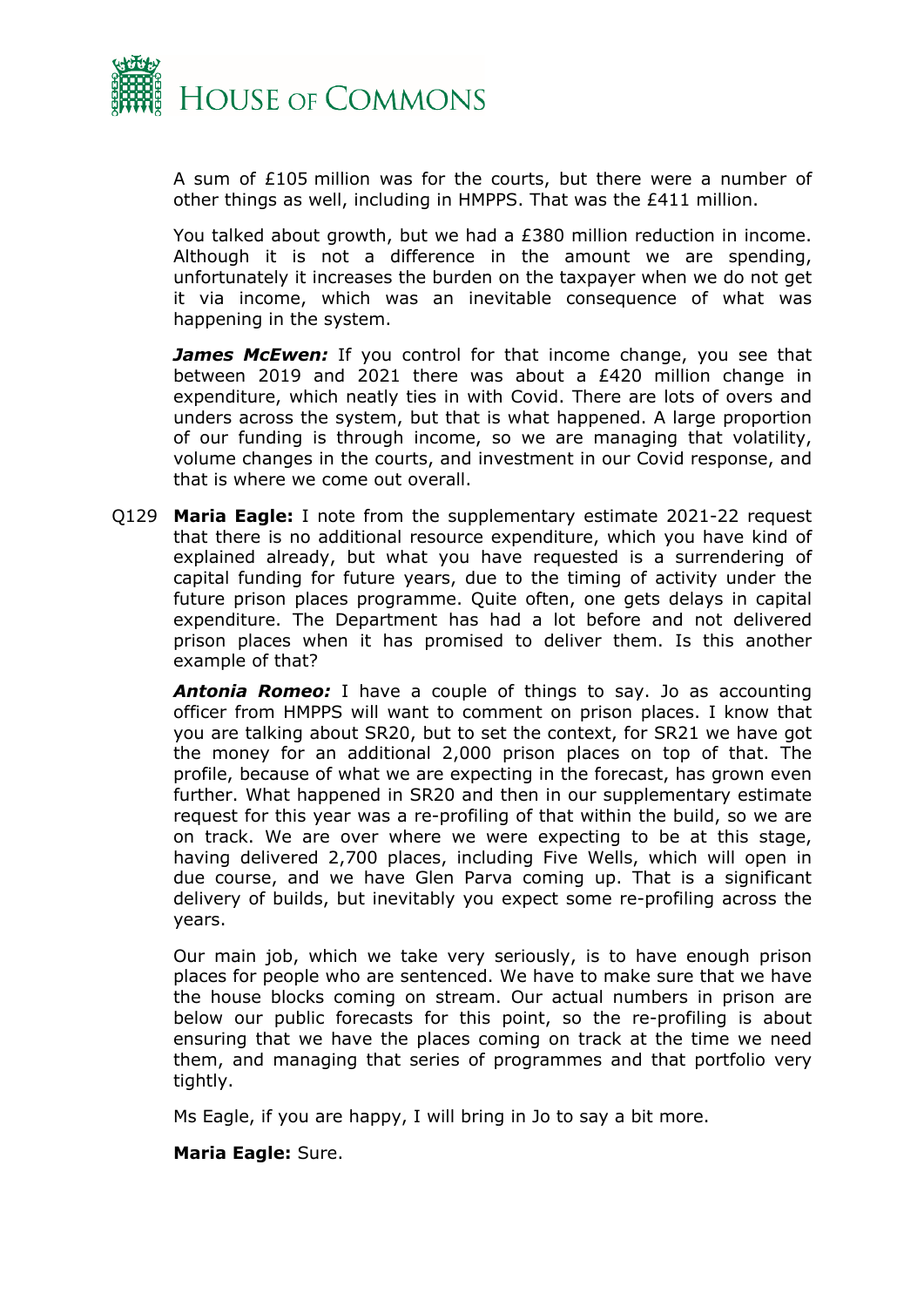A sum of £105 million was for the courts, but there were a number of other things as well, including in HMPPS. That was the £411 million.

You talked about growth, but we had a £380 million reduction in income. Although it is not a difference in the amount we are spending, unfortunately it increases the burden on the taxpayer when we do not get it via income, which was an inevitable consequence of what was happening in the system.

***James McEwen:*** If you control for that income change, you see that between 2019 and 2021 there was about a £420 million change in expenditure, which neatly ties in with Covid. There are lots of overs and unders across the system, but that is what happened. A large proportion of our funding is through income, so we are managing that volatility, volume changes in the courts, and investment in our Covid response, and that is where we come out overall.

Q129 **Maria Eagle:** I note from the supplementary estimate 2021-22 request that there is no additional resource expenditure, which you have kind of explained already, but what you have requested is a surrendering of capital funding for future years, due to the timing of activity under the future prison places programme. Quite often, one gets delays in capital expenditure. The Department has had a lot before and not delivered prison places when it has promised to deliver them. Is this another example of that?

***Antonia Romeo:*** I have a couple of things to say. Jo as accounting officer from HMPPS will want to comment on prison places. I know that you are talking about SR20, but to set the context, for SR21 we have got the money for an additional 2,000 prison places on top of that. The profile, because of what we are expecting in the forecast, has grown even further. What happened in SR20 and then in our supplementary estimate request for this year was a re-profiling of that within the build, so we are on track. We are over where we were expecting to be at this stage, having delivered 2,700 places, including Five Wells, which will open in due course, and we have Glen Parva coming up. That is a significant delivery of builds, but inevitably you expect some re-profiling across the years.

Our main job, which we take very seriously, is to have enough prison places for people who are sentenced. We have to make sure that we have the house blocks coming on stream. Our actual numbers in prison are below our public forecasts for this point, so the re-profiling is about ensuring that we have the places coming on track at the time we need them, and managing that series of programmes and that portfolio very tightly.

Ms Eagle, if you are happy, I will bring in Jo to say a bit more.

**Maria Eagle:** Sure.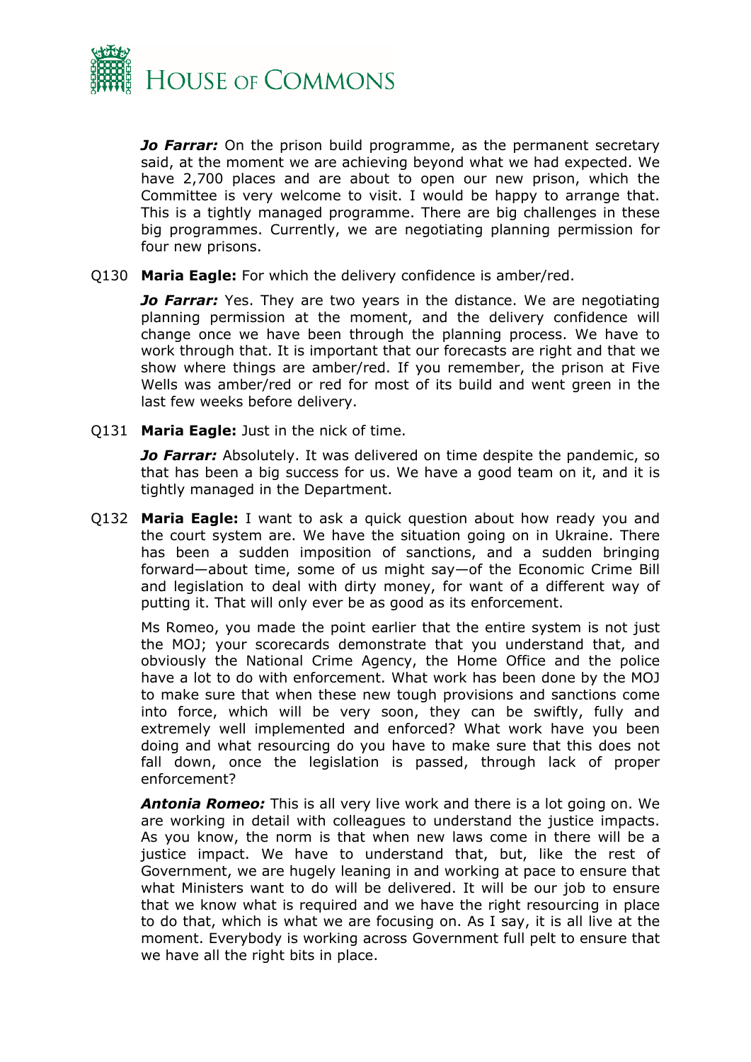***Jo Farrar:*** On the prison build programme, as the permanent secretary said, at the moment we are achieving beyond what we had expected. We have 2,700 places and are about to open our new prison, which the Committee is very welcome to visit. I would be happy to arrange that. This is a tightly managed programme. There are big challenges in these big programmes. Currently, we are negotiating planning permission for four new prisons.

Q130 **Maria Eagle:** For which the delivery confidence is amber/red.

***Jo Farrar:*** Yes. They are two years in the distance. We are negotiating planning permission at the moment, and the delivery confidence will change once we have been through the planning process. We have to work through that. It is important that our forecasts are right and that we show where things are amber/red. If you remember, the prison at Five Wells was amber/red or red for most of its build and went green in the last few weeks before delivery.

Q131 **Maria Eagle:** Just in the nick of time.

***Jo Farrar:*** Absolutely. It was delivered on time despite the pandemic, so that has been a big success for us. We have a good team on it, and it is tightly managed in the Department.

Q132 **Maria Eagle:** I want to ask a quick question about how ready you and the court system are. We have the situation going on in Ukraine. There has been a sudden imposition of sanctions, and a sudden bringing forward—about time, some of us might say—of the Economic Crime Bill and legislation to deal with dirty money, for want of a different way of putting it. That will only ever be as good as its enforcement.

Ms Romeo, you made the point earlier that the entire system is not just the MOJ; your scorecards demonstrate that you understand that, and obviously the National Crime Agency, the Home Office and the police have a lot to do with enforcement. What work has been done by the MOJ to make sure that when these new tough provisions and sanctions come into force, which will be very soon, they can be swiftly, fully and extremely well implemented and enforced? What work have you been doing and what resourcing do you have to make sure that this does not fall down, once the legislation is passed, through lack of proper enforcement?

***Antonia Romeo:*** This is all very live work and there is a lot going on. We are working in detail with colleagues to understand the justice impacts. As you know, the norm is that when new laws come in there will be a justice impact. We have to understand that, but, like the rest of Government, we are hugely leaning in and working at pace to ensure that what Ministers want to do will be delivered. It will be our job to ensure that we know what is required and we have the right resourcing in place to do that, which is what we are focusing on. As I say, it is all live at the moment. Everybody is working across Government full pelt to ensure that we have all the right bits in place.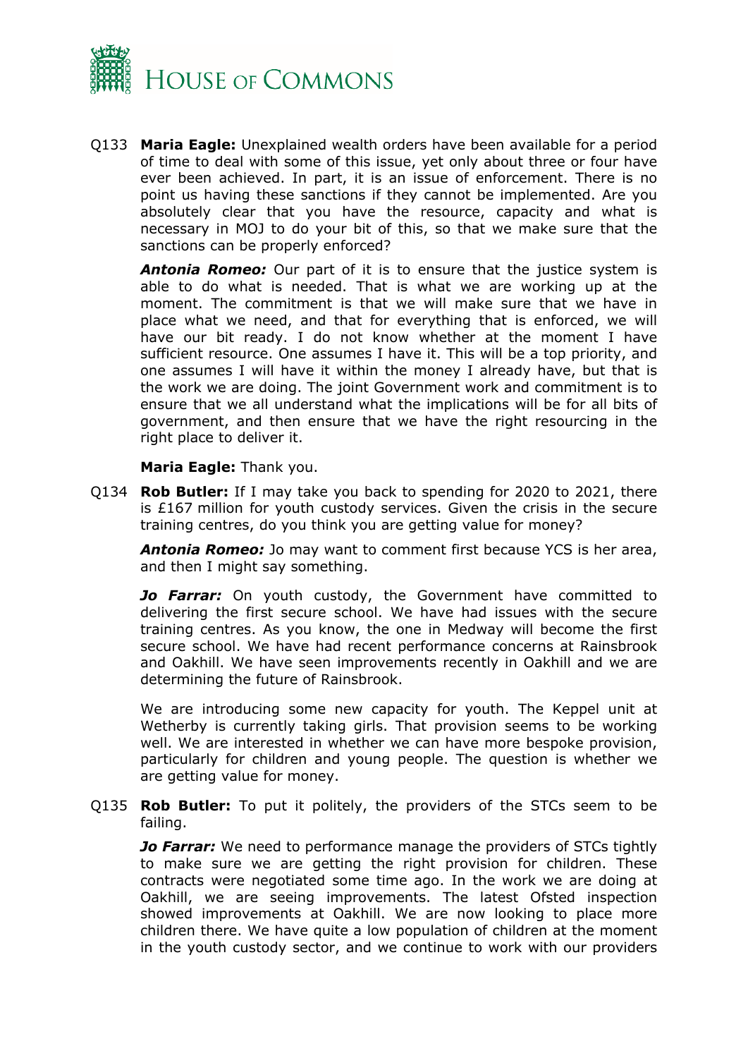Q133 **Maria Eagle:** Unexplained wealth orders have been available for a period of time to deal with some of this issue, yet only about three or four have ever been achieved. In part, it is an issue of enforcement. There is no point us having these sanctions if they cannot be implemented. Are you absolutely clear that you have the resource, capacity and what is necessary in MOJ to do your bit of this, so that we make sure that the sanctions can be properly enforced?

***Antonia Romeo:*** Our part of it is to ensure that the justice system is able to do what is needed. That is what we are working up at the moment. The commitment is that we will make sure that we have in place what we need, and that for everything that is enforced, we will have our bit ready. I do not know whether at the moment I have sufficient resource. One assumes I have it. This will be a top priority, and one assumes I will have it within the money I already have, but that is the work we are doing. The joint Government work and commitment is to ensure that we all understand what the implications will be for all bits of government, and then ensure that we have the right resourcing in the right place to deliver it.

**Maria Eagle:** Thank you.

Q134 **Rob Butler:** If I may take you back to spending for 2020 to 2021, there is £167 million for youth custody services. Given the crisis in the secure training centres, do you think you are getting value for money?

***Antonia Romeo:*** Jo may want to comment first because YCS is her area, and then I might say something.

***Jo Farrar:*** On youth custody, the Government have committed to delivering the first secure school. We have had issues with the secure training centres. As you know, the one in Medway will become the first secure school. We have had recent performance concerns at Rainsbrook and Oakhill. We have seen improvements recently in Oakhill and we are determining the future of Rainsbrook.

We are introducing some new capacity for youth. The Keppel unit at Wetherby is currently taking girls. That provision seems to be working well. We are interested in whether we can have more bespoke provision, particularly for children and young people. The question is whether we are getting value for money.

Q135 **Rob Butler:** To put it politely, the providers of the STCs seem to be failing.

***Jo Farrar:*** We need to performance manage the providers of STCs tightly to make sure we are getting the right provision for children. These contracts were negotiated some time ago. In the work we are doing at Oakhill, we are seeing improvements. The latest Ofsted inspection showed improvements at Oakhill. We are now looking to place more children there. We have quite a low population of children at the moment in the youth custody sector, and we continue to work with our providers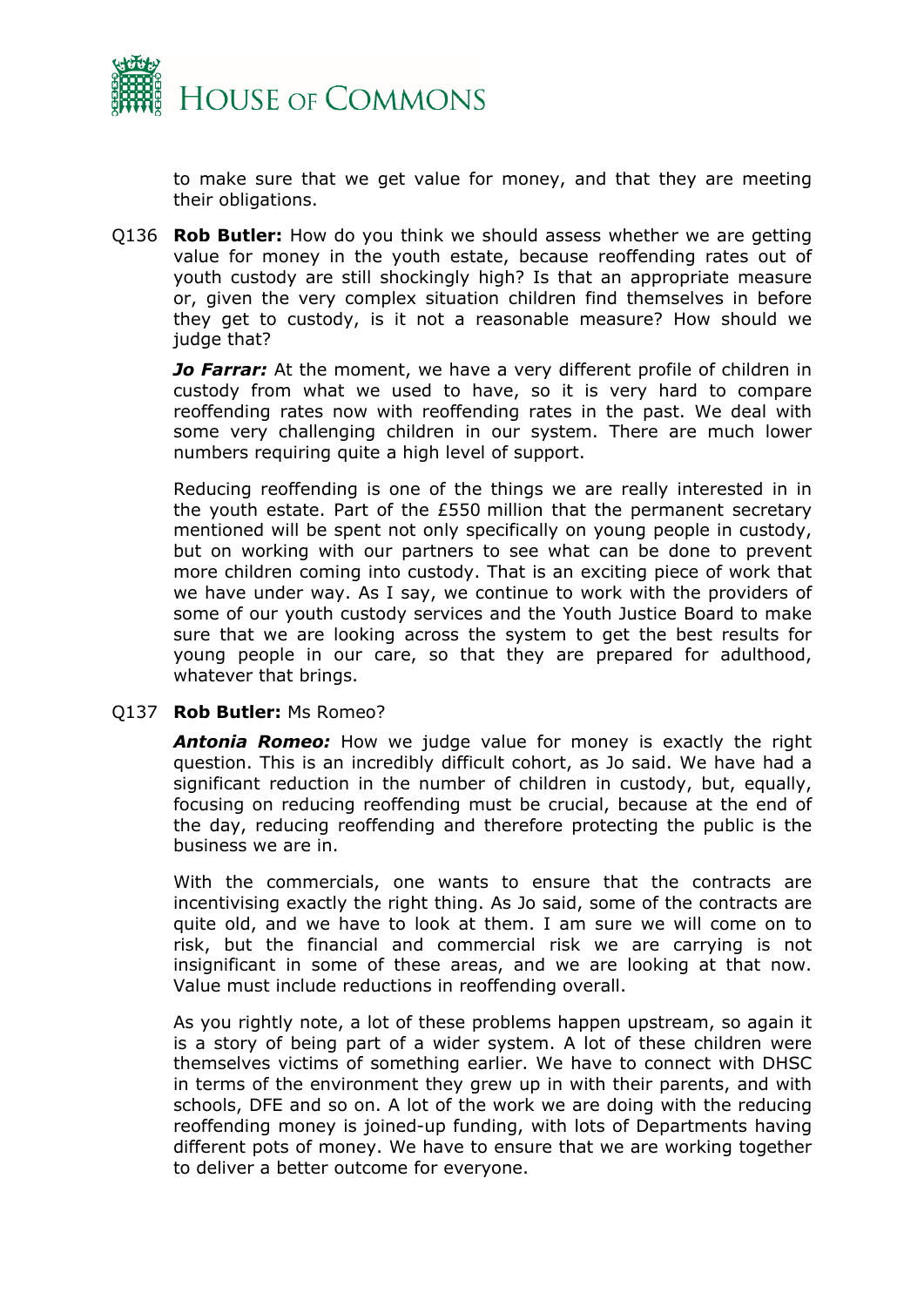to make sure that we get value for money, and that they are meeting their obligations.

Q136 **Rob Butler:** How do you think we should assess whether we are getting value for money in the youth estate, because reoffending rates out of youth custody are still shockingly high? Is that an appropriate measure or, given the very complex situation children find themselves in before they get to custody, is it not a reasonable measure? How should we judge that?

***Jo Farrar:*** At the moment, we have a very different profile of children in custody from what we used to have, so it is very hard to compare reoffending rates now with reoffending rates in the past. We deal with some very challenging children in our system. There are much lower numbers requiring quite a high level of support.

Reducing reoffending is one of the things we are really interested in in the youth estate. Part of the £550 million that the permanent secretary mentioned will be spent not only specifically on young people in custody, but on working with our partners to see what can be done to prevent more children coming into custody. That is an exciting piece of work that we have under way. As I say, we continue to work with the providers of some of our youth custody services and the Youth Justice Board to make sure that we are looking across the system to get the best results for young people in our care, so that they are prepared for adulthood, whatever that brings.

Q137 **Rob Butler:** Ms Romeo?

***Antonia Romeo:*** How we judge value for money is exactly the right question. This is an incredibly difficult cohort, as Jo said. We have had a significant reduction in the number of children in custody, but, equally, focusing on reducing reoffending must be crucial, because at the end of the day, reducing reoffending and therefore protecting the public is the business we are in.

With the commercials, one wants to ensure that the contracts are incentivising exactly the right thing. As Jo said, some of the contracts are quite old, and we have to look at them. I am sure we will come on to risk, but the financial and commercial risk we are carrying is not insignificant in some of these areas, and we are looking at that now. Value must include reductions in reoffending overall.

As you rightly note, a lot of these problems happen upstream, so again it is a story of being part of a wider system. A lot of these children were themselves victims of something earlier. We have to connect with DHSC in terms of the environment they grew up in with their parents, and with schools, DFE and so on. A lot of the work we are doing with the reducing reoffending money is joined-up funding, with lots of Departments having different pots of money. We have to ensure that we are working together to deliver a better outcome for everyone.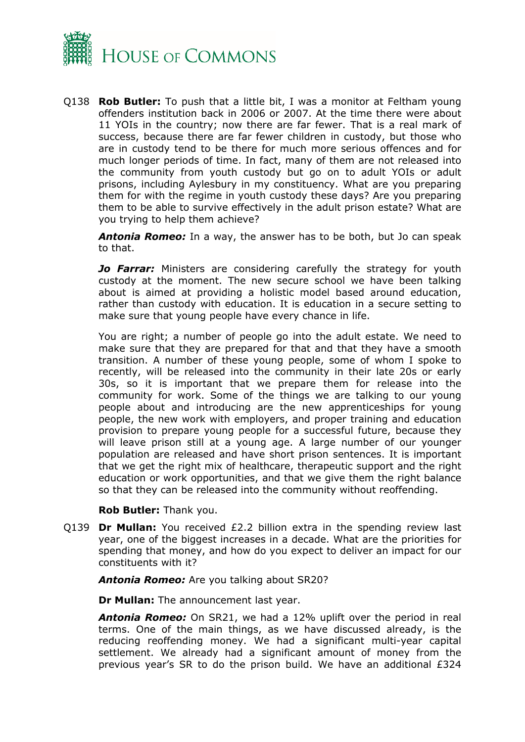Q138 **Rob Butler:** To push that a little bit, I was a monitor at Feltham young offenders institution back in 2006 or 2007. At the time there were about 11 YOIs in the country; now there are far fewer. That is a real mark of success, because there are far fewer children in custody, but those who are in custody tend to be there for much more serious offences and for much longer periods of time. In fact, many of them are not released into the community from youth custody but go on to adult YOIs or adult prisons, including Aylesbury in my constituency. What are you preparing them for with the regime in youth custody these days? Are you preparing them to be able to survive effectively in the adult prison estate? What are you trying to help them achieve?

***Antonia Romeo:*** In a way, the answer has to be both, but Jo can speak to that.

***Jo Farrar:*** Ministers are considering carefully the strategy for youth custody at the moment. The new secure school we have been talking about is aimed at providing a holistic model based around education, rather than custody with education. It is education in a secure setting to make sure that young people have every chance in life.

You are right; a number of people go into the adult estate. We need to make sure that they are prepared for that and that they have a smooth transition. A number of these young people, some of whom I spoke to recently, will be released into the community in their late 20s or early 30s, so it is important that we prepare them for release into the community for work. Some of the things we are talking to our young people about and introducing are the new apprenticeships for young people, the new work with employers, and proper training and education provision to prepare young people for a successful future, because they will leave prison still at a young age. A large number of our younger population are released and have short prison sentences. It is important that we get the right mix of healthcare, therapeutic support and the right education or work opportunities, and that we give them the right balance so that they can be released into the community without reoffending.

**Rob Butler:** Thank you.

Q139 **Dr Mullan:** You received £2.2 billion extra in the spending review last year, one of the biggest increases in a decade. What are the priorities for spending that money, and how do you expect to deliver an impact for our constituents with it?

***Antonia Romeo:*** Are you talking about SR20?

**Dr Mullan:** The announcement last year.

***Antonia Romeo:*** On SR21, we had a 12% uplift over the period in real terms. One of the main things, as we have discussed already, is the reducing reoffending money. We had a significant multi-year capital settlement. We already had a significant amount of money from the previous year's SR to do the prison build. We have an additional £324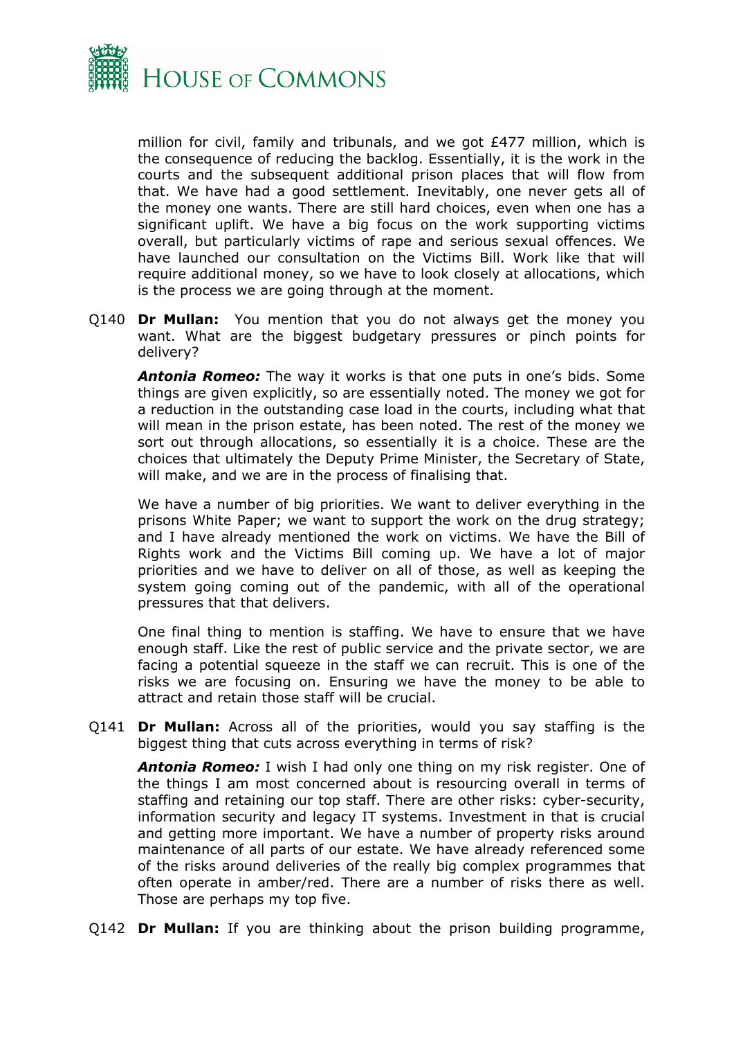million for civil, family and tribunals, and we got £477 million, which is the consequence of reducing the backlog. Essentially, it is the work in the courts and the subsequent additional prison places that will flow from that. We have had a good settlement. Inevitably, one never gets all of the money one wants. There are still hard choices, even when one has a significant uplift. We have a big focus on the work supporting victims overall, but particularly victims of rape and serious sexual offences. We have launched our consultation on the Victims Bill. Work like that will require additional money, so we have to look closely at allocations, which is the process we are going through at the moment.

Q140 **Dr Mullan:** You mention that you do not always get the money you want. What are the biggest budgetary pressures or pinch points for delivery?

***Antonia Romeo:*** The way it works is that one puts in one's bids. Some things are given explicitly, so are essentially noted. The money we got for a reduction in the outstanding case load in the courts, including what that will mean in the prison estate, has been noted. The rest of the money we sort out through allocations, so essentially it is a choice. These are the choices that ultimately the Deputy Prime Minister, the Secretary of State, will make, and we are in the process of finalising that.

We have a number of big priorities. We want to deliver everything in the prisons White Paper; we want to support the work on the drug strategy; and I have already mentioned the work on victims. We have the Bill of Rights work and the Victims Bill coming up. We have a lot of major priorities and we have to deliver on all of those, as well as keeping the system going coming out of the pandemic, with all of the operational pressures that that delivers.

One final thing to mention is staffing. We have to ensure that we have enough staff. Like the rest of public service and the private sector, we are facing a potential squeeze in the staff we can recruit. This is one of the risks we are focusing on. Ensuring we have the money to be able to attract and retain those staff will be crucial.

Q141 **Dr Mullan:** Across all of the priorities, would you say staffing is the biggest thing that cuts across everything in terms of risk?

***Antonia Romeo:*** I wish I had only one thing on my risk register. One of the things I am most concerned about is resourcing overall in terms of staffing and retaining our top staff. There are other risks: cyber-security, information security and legacy IT systems. Investment in that is crucial and getting more important. We have a number of property risks around maintenance of all parts of our estate. We have already referenced some of the risks around deliveries of the really big complex programmes that often operate in amber/red. There are a number of risks there as well. Those are perhaps my top five.

Q142 **Dr Mullan:** If you are thinking about the prison building programme,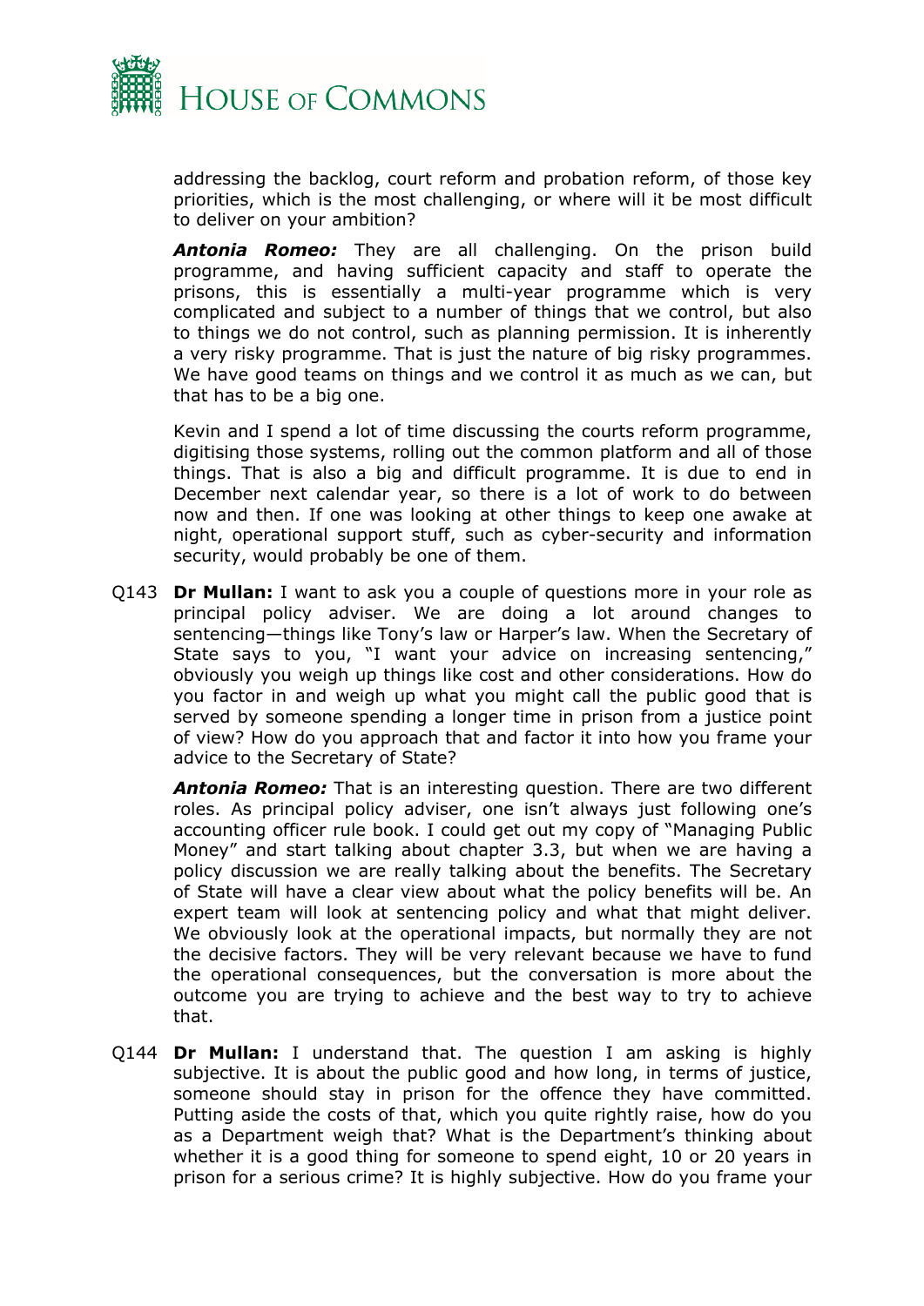addressing the backlog, court reform and probation reform, of those key priorities, which is the most challenging, or where will it be most difficult to deliver on your ambition?

***Antonia Romeo:*** They are all challenging. On the prison build programme, and having sufficient capacity and staff to operate the prisons, this is essentially a multi-year programme which is very complicated and subject to a number of things that we control, but also to things we do not control, such as planning permission. It is inherently a very risky programme. That is just the nature of big risky programmes. We have good teams on things and we control it as much as we can, but that has to be a big one.

Kevin and I spend a lot of time discussing the courts reform programme, digitising those systems, rolling out the common platform and all of those things. That is also a big and difficult programme. It is due to end in December next calendar year, so there is a lot of work to do between now and then. If one was looking at other things to keep one awake at night, operational support stuff, such as cyber-security and information security, would probably be one of them.

Q143 **Dr Mullan:** I want to ask you a couple of questions more in your role as principal policy adviser. We are doing a lot around changes to sentencing—things like Tony's law or Harper's law. When the Secretary of State says to you, "I want your advice on increasing sentencing," obviously you weigh up things like cost and other considerations. How do you factor in and weigh up what you might call the public good that is served by someone spending a longer time in prison from a justice point of view? How do you approach that and factor it into how you frame your advice to the Secretary of State?

***Antonia Romeo:*** That is an interesting question. There are two different roles. As principal policy adviser, one isn't always just following one's accounting officer rule book. I could get out my copy of "Managing Public Money" and start talking about chapter 3.3, but when we are having a policy discussion we are really talking about the benefits. The Secretary of State will have a clear view about what the policy benefits will be. An expert team will look at sentencing policy and what that might deliver. We obviously look at the operational impacts, but normally they are not the decisive factors. They will be very relevant because we have to fund the operational consequences, but the conversation is more about the outcome you are trying to achieve and the best way to try to achieve that.

Q144 **Dr Mullan:** I understand that. The question I am asking is highly subjective. It is about the public good and how long, in terms of justice, someone should stay in prison for the offence they have committed. Putting aside the costs of that, which you quite rightly raise, how do you as a Department weigh that? What is the Department's thinking about whether it is a good thing for someone to spend eight, 10 or 20 years in prison for a serious crime? It is highly subjective. How do you frame your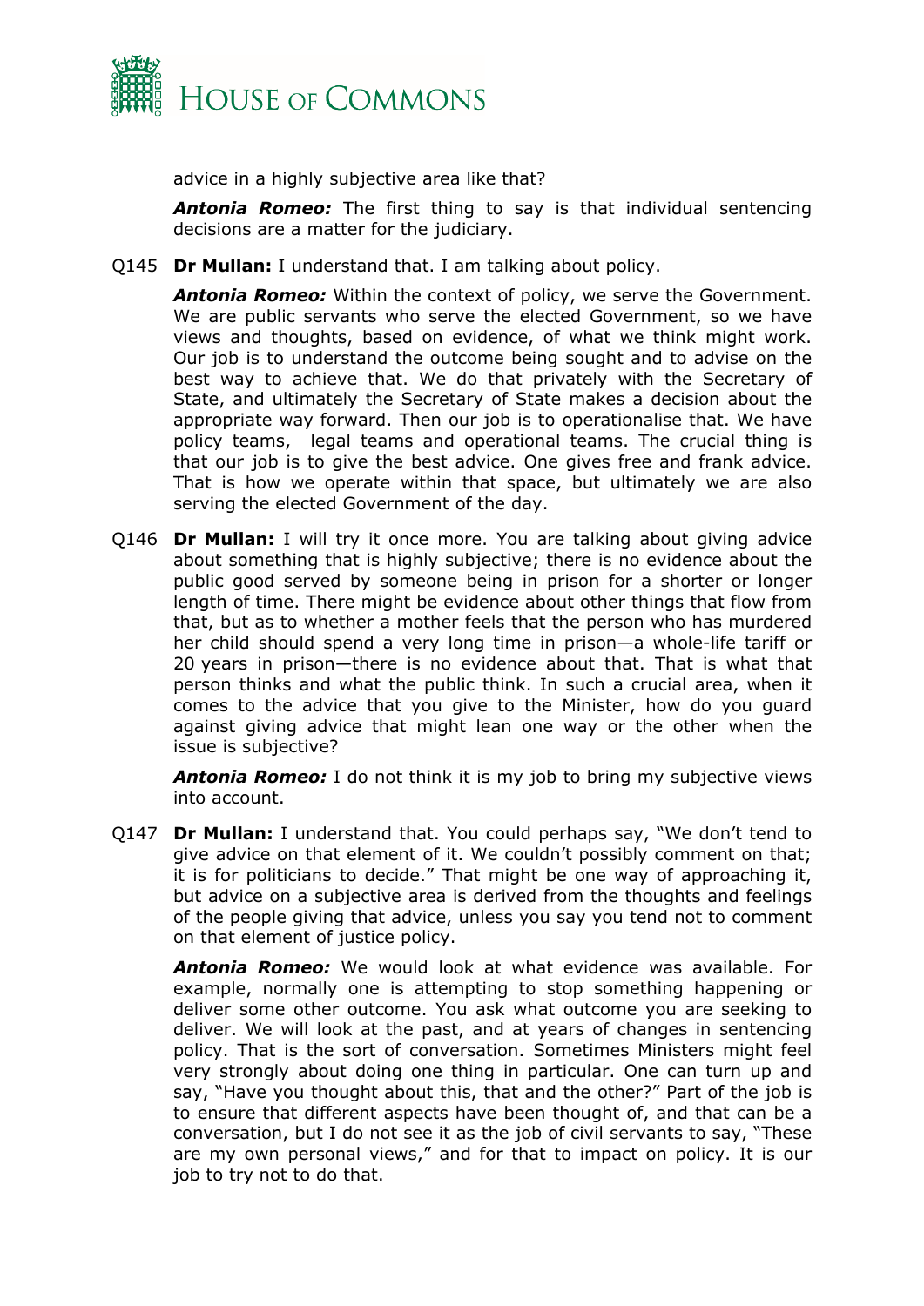advice in a highly subjective area like that?

***Antonia Romeo:*** The first thing to say is that individual sentencing decisions are a matter for the judiciary.

Q145 **Dr Mullan:** I understand that. I am talking about policy.

***Antonia Romeo:*** Within the context of policy, we serve the Government. We are public servants who serve the elected Government, so we have views and thoughts, based on evidence, of what we think might work. Our job is to understand the outcome being sought and to advise on the best way to achieve that. We do that privately with the Secretary of State, and ultimately the Secretary of State makes a decision about the appropriate way forward. Then our job is to operationalise that. We have policy teams, legal teams and operational teams. The crucial thing is that our job is to give the best advice. One gives free and frank advice. That is how we operate within that space, but ultimately we are also serving the elected Government of the day.

Q146 **Dr Mullan:** I will try it once more. You are talking about giving advice about something that is highly subjective; there is no evidence about the public good served by someone being in prison for a shorter or longer length of time. There might be evidence about other things that flow from that, but as to whether a mother feels that the person who has murdered her child should spend a very long time in prison—a whole-life tariff or 20 years in prison—there is no evidence about that. That is what that person thinks and what the public think. In such a crucial area, when it comes to the advice that you give to the Minister, how do you guard against giving advice that might lean one way or the other when the issue is subjective?

***Antonia Romeo:*** I do not think it is my job to bring my subjective views into account.

Q147 **Dr Mullan:** I understand that. You could perhaps say, "We don't tend to give advice on that element of it. We couldn't possibly comment on that; it is for politicians to decide." That might be one way of approaching it, but advice on a subjective area is derived from the thoughts and feelings of the people giving that advice, unless you say you tend not to comment on that element of justice policy.

***Antonia Romeo:*** We would look at what evidence was available. For example, normally one is attempting to stop something happening or deliver some other outcome. You ask what outcome you are seeking to deliver. We will look at the past, and at years of changes in sentencing policy. That is the sort of conversation. Sometimes Ministers might feel very strongly about doing one thing in particular. One can turn up and say, "Have you thought about this, that and the other?" Part of the job is to ensure that different aspects have been thought of, and that can be a conversation, but I do not see it as the job of civil servants to say, "These are my own personal views," and for that to impact on policy. It is our job to try not to do that.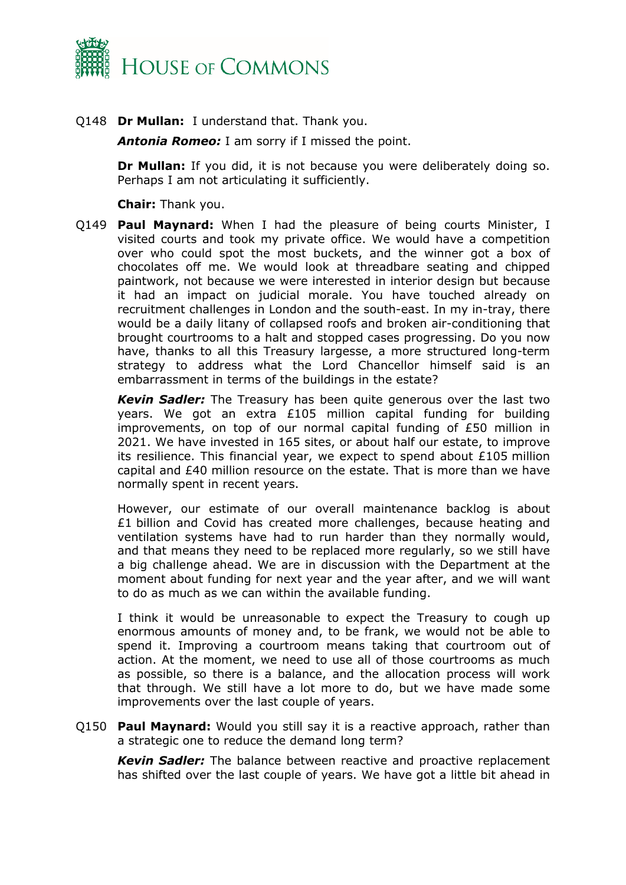Q148 **Dr Mullan:** I understand that. Thank you.

***Antonia Romeo:*** I am sorry if I missed the point.

**Dr Mullan:** If you did, it is not because you were deliberately doing so. Perhaps I am not articulating it sufficiently.

**Chair:** Thank you.

Q149 **Paul Maynard:** When I had the pleasure of being courts Minister, I visited courts and took my private office. We would have a competition over who could spot the most buckets, and the winner got a box of chocolates off me. We would look at threadbare seating and chipped paintwork, not because we were interested in interior design but because it had an impact on judicial morale. You have touched already on recruitment challenges in London and the south-east. In my in-tray, there would be a daily litany of collapsed roofs and broken air-conditioning that brought courtrooms to a halt and stopped cases progressing. Do you now have, thanks to all this Treasury largesse, a more structured long-term strategy to address what the Lord Chancellor himself said is an embarrassment in terms of the buildings in the estate?

***Kevin Sadler:*** The Treasury has been quite generous over the last two years. We got an extra £105 million capital funding for building improvements, on top of our normal capital funding of £50 million in 2021. We have invested in 165 sites, or about half our estate, to improve its resilience. This financial year, we expect to spend about £105 million capital and £40 million resource on the estate. That is more than we have normally spent in recent years.

However, our estimate of our overall maintenance backlog is about £1 billion and Covid has created more challenges, because heating and ventilation systems have had to run harder than they normally would, and that means they need to be replaced more regularly, so we still have a big challenge ahead. We are in discussion with the Department at the moment about funding for next year and the year after, and we will want to do as much as we can within the available funding.

I think it would be unreasonable to expect the Treasury to cough up enormous amounts of money and, to be frank, we would not be able to spend it. Improving a courtroom means taking that courtroom out of action. At the moment, we need to use all of those courtrooms as much as possible, so there is a balance, and the allocation process will work that through. We still have a lot more to do, but we have made some improvements over the last couple of years.

Q150 **Paul Maynard:** Would you still say it is a reactive approach, rather than a strategic one to reduce the demand long term?

***Kevin Sadler:*** The balance between reactive and proactive replacement has shifted over the last couple of years. We have got a little bit ahead in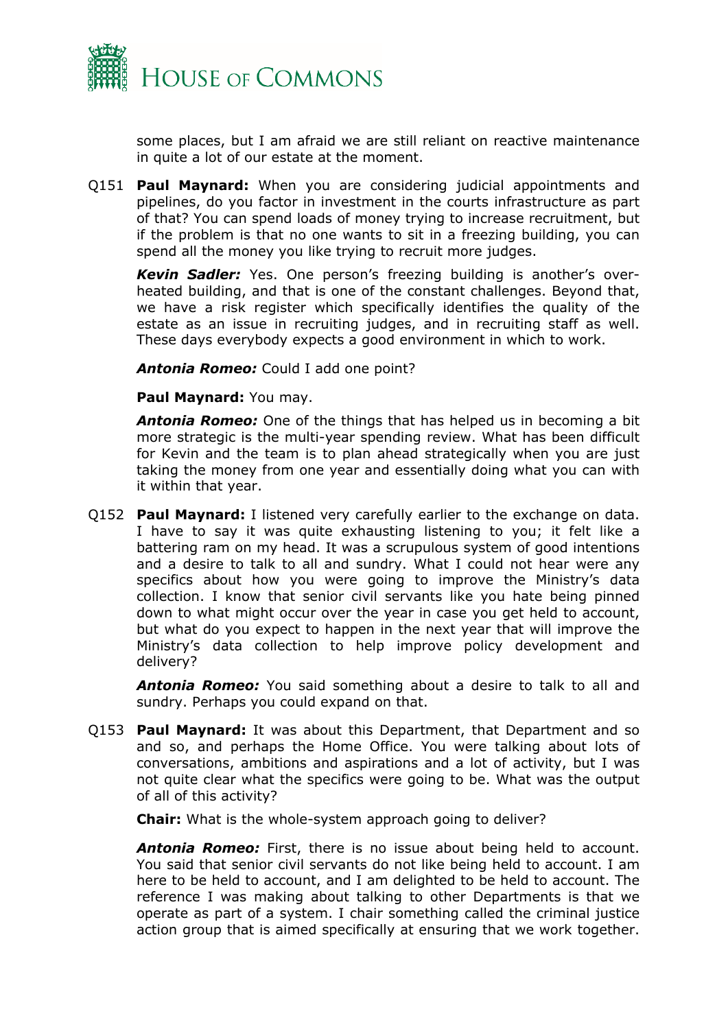some places, but I am afraid we are still reliant on reactive maintenance in quite a lot of our estate at the moment.

Q151 **Paul Maynard:** When you are considering judicial appointments and pipelines, do you factor in investment in the courts infrastructure as part of that? You can spend loads of money trying to increase recruitment, but if the problem is that no one wants to sit in a freezing building, you can spend all the money you like trying to recruit more judges.

***Kevin Sadler:*** Yes. One person's freezing building is another's over-heated building, and that is one of the constant challenges. Beyond that, we have a risk register which specifically identifies the quality of the estate as an issue in recruiting judges, and in recruiting staff as well. These days everybody expects a good environment in which to work.

***Antonia Romeo:*** Could I add one point?

**Paul Maynard:** You may.

***Antonia Romeo:*** One of the things that has helped us in becoming a bit more strategic is the multi-year spending review. What has been difficult for Kevin and the team is to plan ahead strategically when you are just taking the money from one year and essentially doing what you can with it within that year.

Q152 **Paul Maynard:** I listened very carefully earlier to the exchange on data. I have to say it was quite exhausting listening to you; it felt like a battering ram on my head. It was a scrupulous system of good intentions and a desire to talk to all and sundry. What I could not hear were any specifics about how you were going to improve the Ministry's data collection. I know that senior civil servants like you hate being pinned down to what might occur over the year in case you get held to account, but what do you expect to happen in the next year that will improve the Ministry's data collection to help improve policy development and delivery?

***Antonia Romeo:*** You said something about a desire to talk to all and sundry. Perhaps you could expand on that.

Q153 **Paul Maynard:** It was about this Department, that Department and so and so, and perhaps the Home Office. You were talking about lots of conversations, ambitions and aspirations and a lot of activity, but I was not quite clear what the specifics were going to be. What was the output of all of this activity?

**Chair:** What is the whole-system approach going to deliver?

***Antonia Romeo:*** First, there is no issue about being held to account. You said that senior civil servants do not like being held to account. I am here to be held to account, and I am delighted to be held to account. The reference I was making about talking to other Departments is that we operate as part of a system. I chair something called the criminal justice action group that is aimed specifically at ensuring that we work together.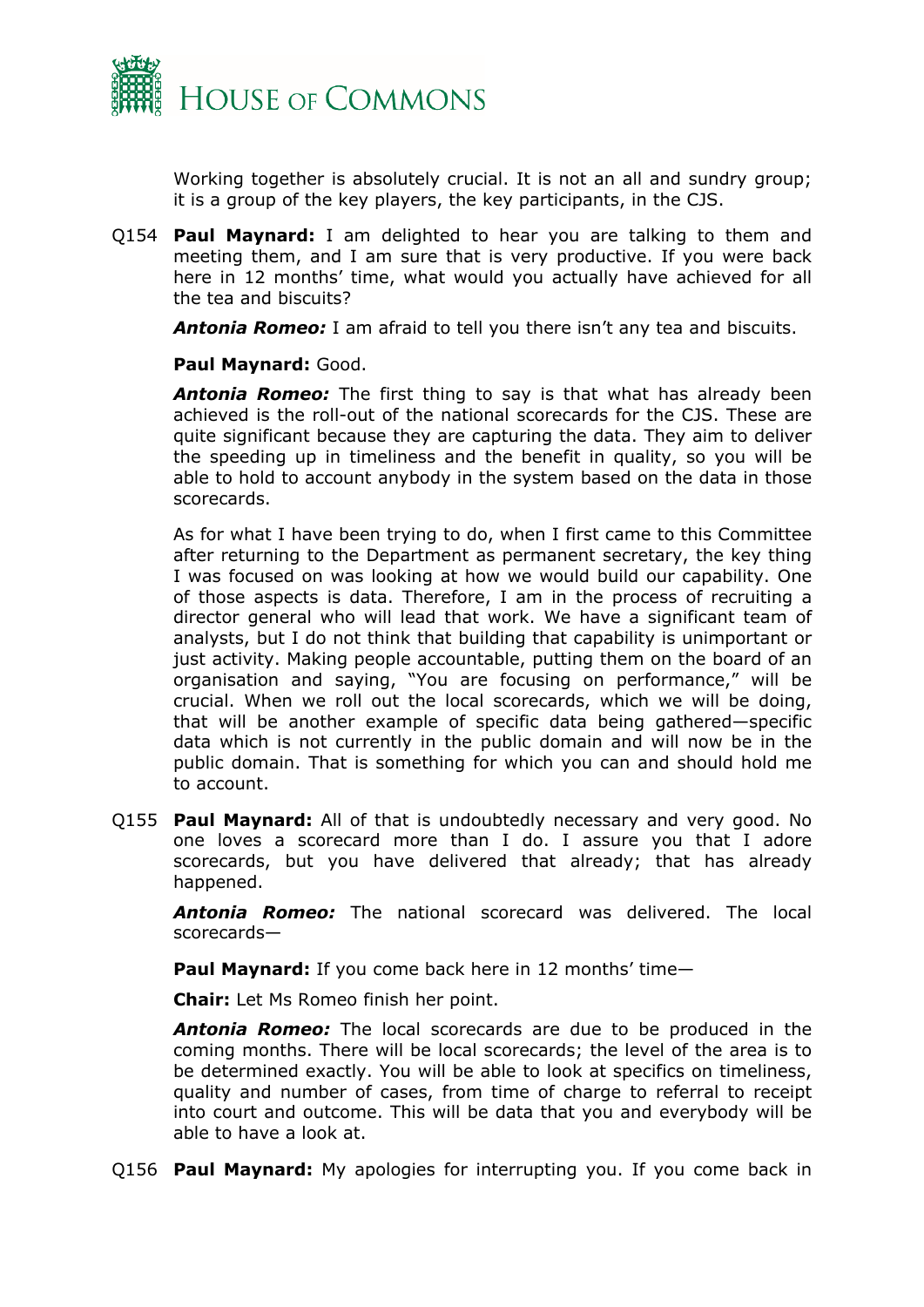Working together is absolutely crucial. It is not an all and sundry group; it is a group of the key players, the key participants, in the CJS.

Q154 **Paul Maynard:** I am delighted to hear you are talking to them and meeting them, and I am sure that is very productive. If you were back here in 12 months' time, what would you actually have achieved for all the tea and biscuits?

***Antonia Romeo:*** I am afraid to tell you there isn't any tea and biscuits.

**Paul Maynard:** Good.

***Antonia Romeo:*** The first thing to say is that what has already been achieved is the roll-out of the national scorecards for the CJS. These are quite significant because they are capturing the data. They aim to deliver the speeding up in timeliness and the benefit in quality, so you will be able to hold to account anybody in the system based on the data in those scorecards.

As for what I have been trying to do, when I first came to this Committee after returning to the Department as permanent secretary, the key thing I was focused on was looking at how we would build our capability. One of those aspects is data. Therefore, I am in the process of recruiting a director general who will lead that work. We have a significant team of analysts, but I do not think that building that capability is unimportant or just activity. Making people accountable, putting them on the board of an organisation and saying, "You are focusing on performance," will be crucial. When we roll out the local scorecards, which we will be doing, that will be another example of specific data being gathered—specific data which is not currently in the public domain and will now be in the public domain. That is something for which you can and should hold me to account.

Q155 **Paul Maynard:** All of that is undoubtedly necessary and very good. No one loves a scorecard more than I do. I assure you that I adore scorecards, but you have delivered that already; that has already happened.

***Antonia Romeo:*** The national scorecard was delivered. The local scorecards—

**Paul Maynard:** If you come back here in 12 months' time—

**Chair:** Let Ms Romeo finish her point.

***Antonia Romeo:*** The local scorecards are due to be produced in the coming months. There will be local scorecards; the level of the area is to be determined exactly. You will be able to look at specifics on timeliness, quality and number of cases, from time of charge to referral to receipt into court and outcome. This will be data that you and everybody will be able to have a look at.

Q156 **Paul Maynard:** My apologies for interrupting you. If you come back in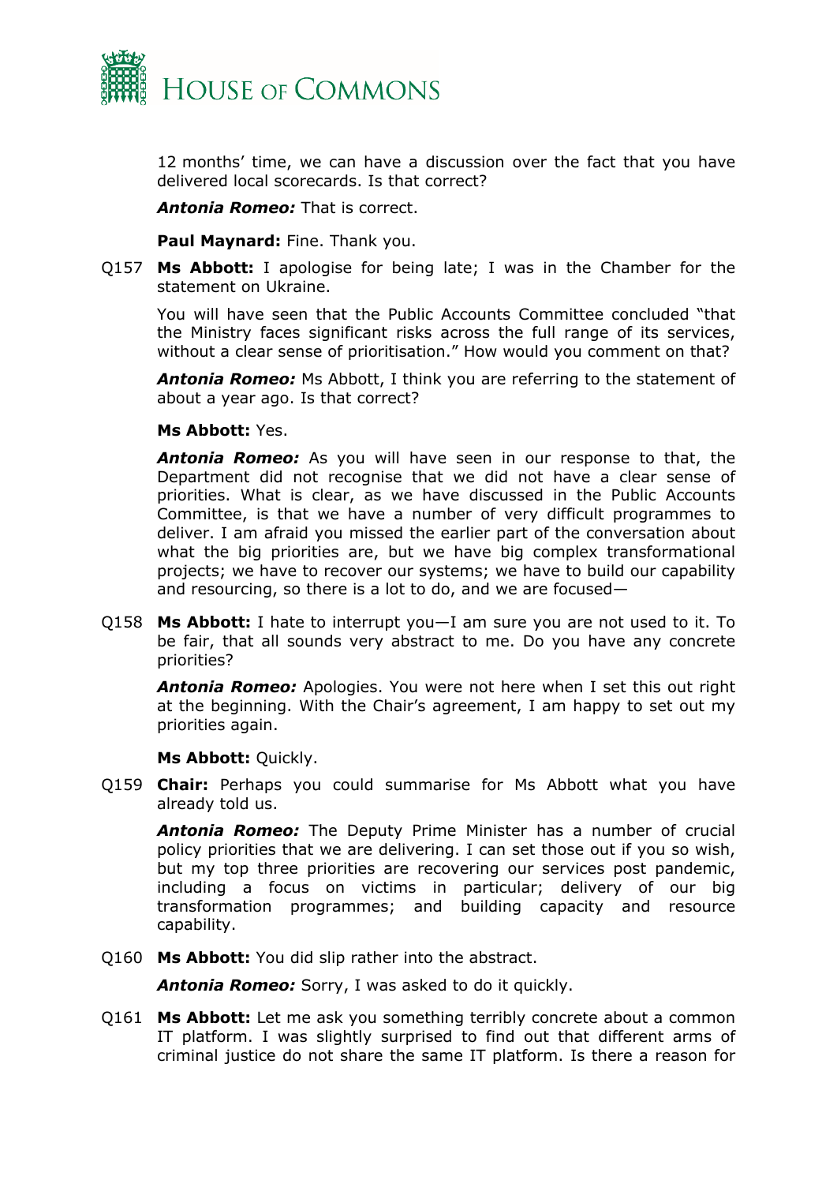12 months' time, we can have a discussion over the fact that you have delivered local scorecards. Is that correct?

***Antonia Romeo:*** That is correct.

**Paul Maynard:** Fine. Thank you.

Q157 **Ms Abbott:** I apologise for being late; I was in the Chamber for the statement on Ukraine.

You will have seen that the Public Accounts Committee concluded "that the Ministry faces significant risks across the full range of its services, without a clear sense of prioritisation." How would you comment on that?

***Antonia Romeo:*** Ms Abbott, I think you are referring to the statement of about a year ago. Is that correct?

**Ms Abbott:** Yes.

***Antonia Romeo:*** As you will have seen in our response to that, the Department did not recognise that we did not have a clear sense of priorities. What is clear, as we have discussed in the Public Accounts Committee, is that we have a number of very difficult programmes to deliver. I am afraid you missed the earlier part of the conversation about what the big priorities are, but we have big complex transformational projects; we have to recover our systems; we have to build our capability and resourcing, so there is a lot to do, and we are focused—

Q158 **Ms Abbott:** I hate to interrupt you—I am sure you are not used to it. To be fair, that all sounds very abstract to me. Do you have any concrete priorities?

***Antonia Romeo:*** Apologies. You were not here when I set this out right at the beginning. With the Chair's agreement, I am happy to set out my priorities again.

**Ms Abbott:** Quickly.

Q159 **Chair:** Perhaps you could summarise for Ms Abbott what you have already told us.

***Antonia Romeo:*** The Deputy Prime Minister has a number of crucial policy priorities that we are delivering. I can set those out if you so wish, but my top three priorities are recovering our services post pandemic, including a focus on victims in particular; delivery of our big transformation programmes; and building capacity and resource capability.

Q160 **Ms Abbott:** You did slip rather into the abstract.

***Antonia Romeo:*** Sorry, I was asked to do it quickly.

Q161 **Ms Abbott:** Let me ask you something terribly concrete about a common IT platform. I was slightly surprised to find out that different arms of criminal justice do not share the same IT platform. Is there a reason for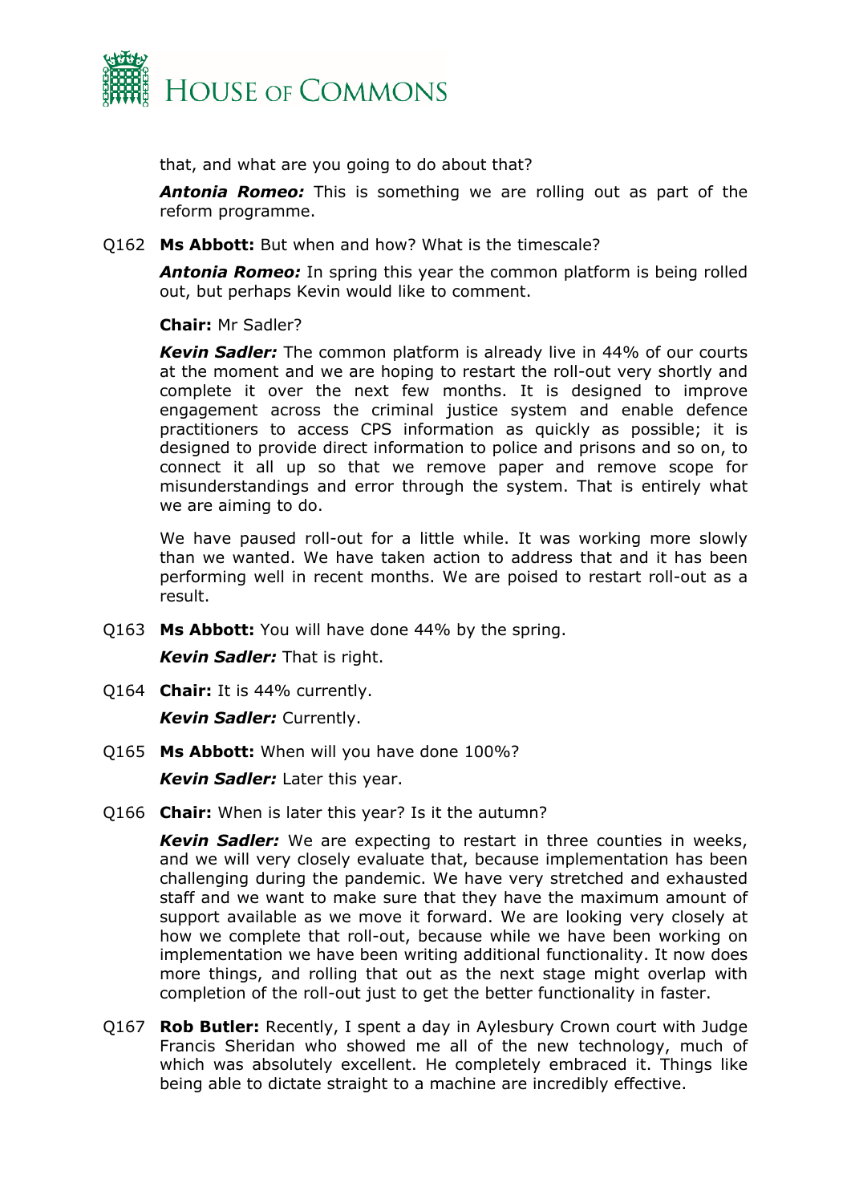that, and what are you going to do about that?

***Antonia Romeo:*** This is something we are rolling out as part of the reform programme.

Q162 **Ms Abbott:** But when and how? What is the timescale?

***Antonia Romeo:*** In spring this year the common platform is being rolled out, but perhaps Kevin would like to comment.

**Chair:** Mr Sadler?

***Kevin Sadler:*** The common platform is already live in 44% of our courts at the moment and we are hoping to restart the roll-out very shortly and complete it over the next few months. It is designed to improve engagement across the criminal justice system and enable defence practitioners to access CPS information as quickly as possible; it is designed to provide direct information to police and prisons and so on, to connect it all up so that we remove paper and remove scope for misunderstandings and error through the system. That is entirely what we are aiming to do.

We have paused roll-out for a little while. It was working more slowly than we wanted. We have taken action to address that and it has been performing well in recent months. We are poised to restart roll-out as a result.

Q163 **Ms Abbott:** You will have done 44% by the spring.

***Kevin Sadler:*** That is right.

Q164 **Chair:** It is 44% currently.

***Kevin Sadler:*** Currently.

Q165 **Ms Abbott:** When will you have done 100%?

***Kevin Sadler:*** Later this year.

Q166 **Chair:** When is later this year? Is it the autumn?

***Kevin Sadler:*** We are expecting to restart in three counties in weeks, and we will very closely evaluate that, because implementation has been challenging during the pandemic. We have very stretched and exhausted staff and we want to make sure that they have the maximum amount of support available as we move it forward. We are looking very closely at how we complete that roll-out, because while we have been working on implementation we have been writing additional functionality. It now does more things, and rolling that out as the next stage might overlap with completion of the roll-out just to get the better functionality in faster.

Q167 **Rob Butler:** Recently, I spent a day in Aylesbury Crown court with Judge Francis Sheridan who showed me all of the new technology, much of which was absolutely excellent. He completely embraced it. Things like being able to dictate straight to a machine are incredibly effective.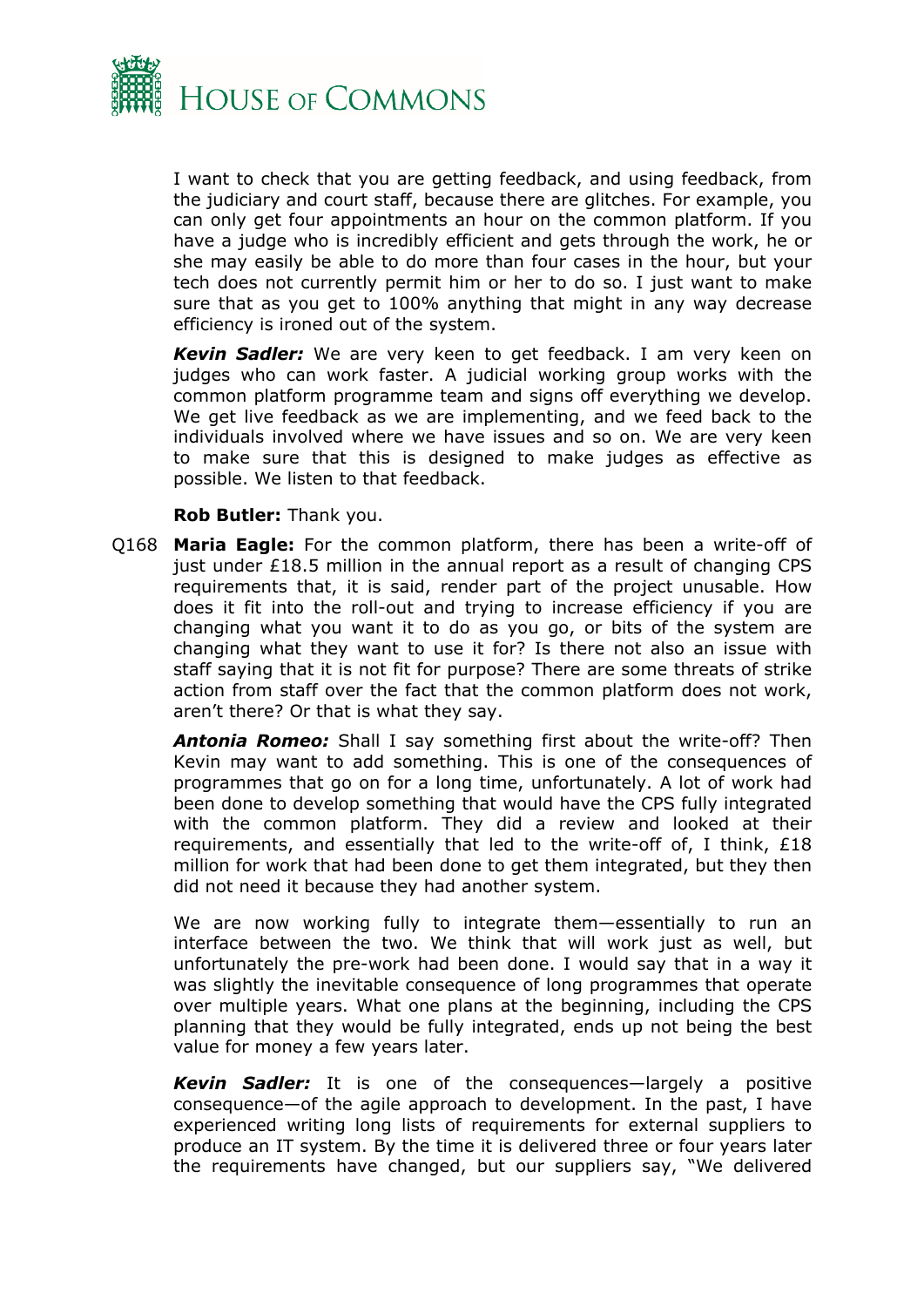I want to check that you are getting feedback, and using feedback, from the judiciary and court staff, because there are glitches. For example, you can only get four appointments an hour on the common platform. If you have a judge who is incredibly efficient and gets through the work, he or she may easily be able to do more than four cases in the hour, but your tech does not currently permit him or her to do so. I just want to make sure that as you get to 100% anything that might in any way decrease efficiency is ironed out of the system.

***Kevin Sadler:*** We are very keen to get feedback. I am very keen on judges who can work faster. A judicial working group works with the common platform programme team and signs off everything we develop. We get live feedback as we are implementing, and we feed back to the individuals involved where we have issues and so on. We are very keen to make sure that this is designed to make judges as effective as possible. We listen to that feedback.

**Rob Butler:** Thank you.

Q168 **Maria Eagle:** For the common platform, there has been a write-off of just under £18.5 million in the annual report as a result of changing CPS requirements that, it is said, render part of the project unusable. How does it fit into the roll-out and trying to increase efficiency if you are changing what you want it to do as you go, or bits of the system are changing what they want to use it for? Is there not also an issue with staff saying that it is not fit for purpose? There are some threats of strike action from staff over the fact that the common platform does not work, aren't there? Or that is what they say.

***Antonia Romeo:*** Shall I say something first about the write-off? Then Kevin may want to add something. This is one of the consequences of programmes that go on for a long time, unfortunately. A lot of work had been done to develop something that would have the CPS fully integrated with the common platform. They did a review and looked at their requirements, and essentially that led to the write-off of, I think, £18 million for work that had been done to get them integrated, but they then did not need it because they had another system.

We are now working fully to integrate them—essentially to run an interface between the two. We think that will work just as well, but unfortunately the pre-work had been done. I would say that in a way it was slightly the inevitable consequence of long programmes that operate over multiple years. What one plans at the beginning, including the CPS planning that they would be fully integrated, ends up not being the best value for money a few years later.

***Kevin Sadler:*** It is one of the consequences—largely a positive consequence—of the agile approach to development. In the past, I have experienced writing long lists of requirements for external suppliers to produce an IT system. By the time it is delivered three or four years later the requirements have changed, but our suppliers say, "We delivered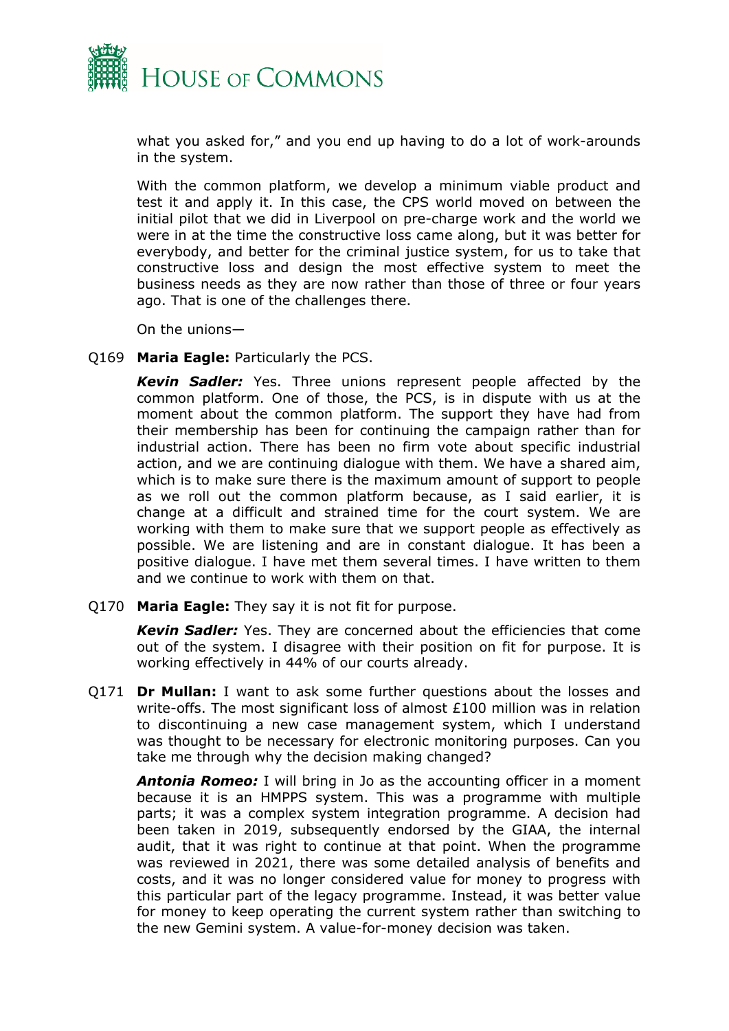what you asked for," and you end up having to do a lot of work-arounds in the system.

With the common platform, we develop a minimum viable product and test it and apply it. In this case, the CPS world moved on between the initial pilot that we did in Liverpool on pre-charge work and the world we were in at the time the constructive loss came along, but it was better for everybody, and better for the criminal justice system, for us to take that constructive loss and design the most effective system to meet the business needs as they are now rather than those of three or four years ago. That is one of the challenges there.

On the unions—

Q169 **Maria Eagle:** Particularly the PCS.

***Kevin Sadler:*** Yes. Three unions represent people affected by the common platform. One of those, the PCS, is in dispute with us at the moment about the common platform. The support they have had from their membership has been for continuing the campaign rather than for industrial action. There has been no firm vote about specific industrial action, and we are continuing dialogue with them. We have a shared aim, which is to make sure there is the maximum amount of support to people as we roll out the common platform because, as I said earlier, it is change at a difficult and strained time for the court system. We are working with them to make sure that we support people as effectively as possible. We are listening and are in constant dialogue. It has been a positive dialogue. I have met them several times. I have written to them and we continue to work with them on that.

Q170 **Maria Eagle:** They say it is not fit for purpose.

***Kevin Sadler:*** Yes. They are concerned about the efficiencies that come out of the system. I disagree with their position on fit for purpose. It is working effectively in 44% of our courts already.

Q171 **Dr Mullan:** I want to ask some further questions about the losses and write-offs. The most significant loss of almost £100 million was in relation to discontinuing a new case management system, which I understand was thought to be necessary for electronic monitoring purposes. Can you take me through why the decision making changed?

***Antonia Romeo:*** I will bring in Jo as the accounting officer in a moment because it is an HMPPS system. This was a programme with multiple parts; it was a complex system integration programme. A decision had been taken in 2019, subsequently endorsed by the GIAA, the internal audit, that it was right to continue at that point. When the programme was reviewed in 2021, there was some detailed analysis of benefits and costs, and it was no longer considered value for money to progress with this particular part of the legacy programme. Instead, it was better value for money to keep operating the current system rather than switching to the new Gemini system. A value-for-money decision was taken.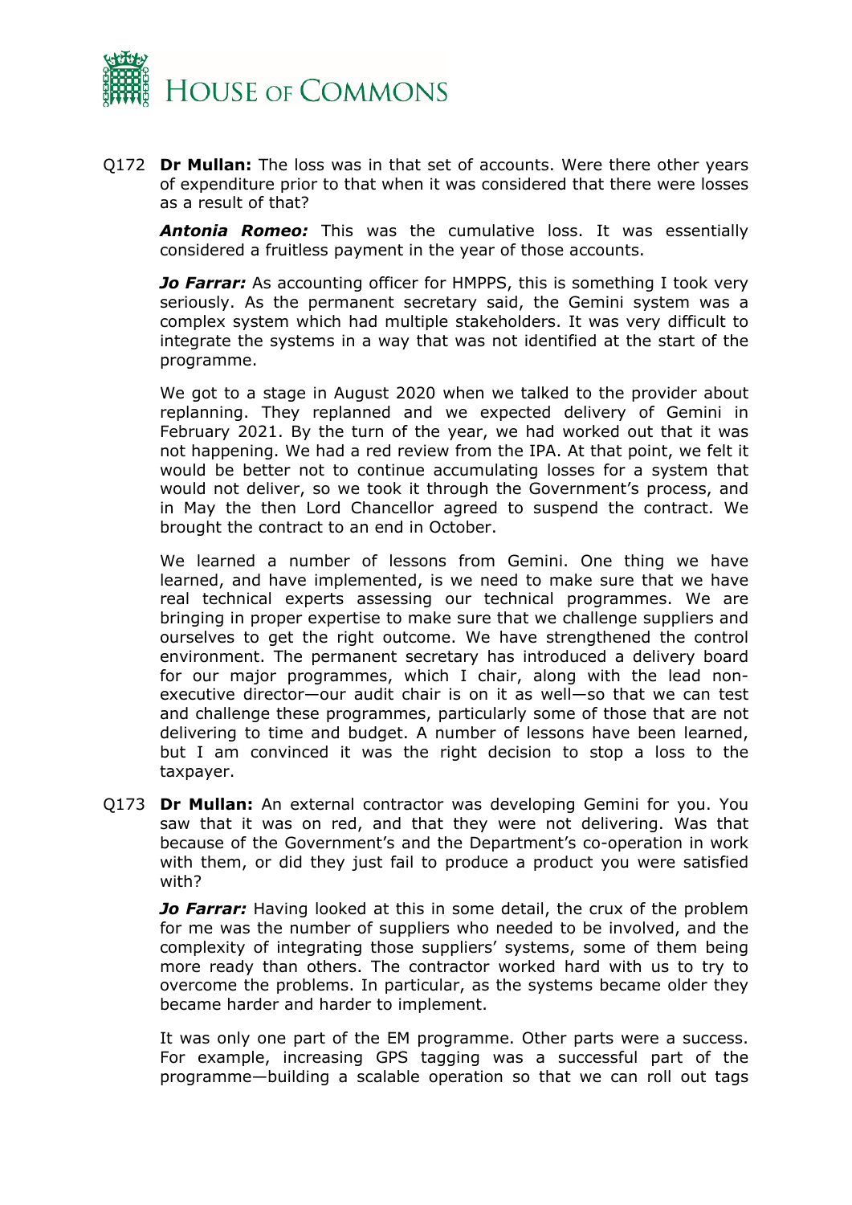Q172 **Dr Mullan:** The loss was in that set of accounts. Were there other years of expenditure prior to that when it was considered that there were losses as a result of that?

***Antonia Romeo:*** This was the cumulative loss. It was essentially considered a fruitless payment in the year of those accounts.

***Jo Farrar:*** As accounting officer for HMPPS, this is something I took very seriously. As the permanent secretary said, the Gemini system was a complex system which had multiple stakeholders. It was very difficult to integrate the systems in a way that was not identified at the start of the programme.

We got to a stage in August 2020 when we talked to the provider about replanning. They replanned and we expected delivery of Gemini in February 2021. By the turn of the year, we had worked out that it was not happening. We had a red review from the IPA. At that point, we felt it would be better not to continue accumulating losses for a system that would not deliver, so we took it through the Government's process, and in May the then Lord Chancellor agreed to suspend the contract. We brought the contract to an end in October.

We learned a number of lessons from Gemini. One thing we have learned, and have implemented, is we need to make sure that we have real technical experts assessing our technical programmes. We are bringing in proper expertise to make sure that we challenge suppliers and ourselves to get the right outcome. We have strengthened the control environment. The permanent secretary has introduced a delivery board for our major programmes, which I chair, along with the lead non-executive director—our audit chair is on it as well—so that we can test and challenge these programmes, particularly some of those that are not delivering to time and budget. A number of lessons have been learned, but I am convinced it was the right decision to stop a loss to the taxpayer.

Q173 **Dr Mullan:** An external contractor was developing Gemini for you. You saw that it was on red, and that they were not delivering. Was that because of the Government's and the Department's co-operation in work with them, or did they just fail to produce a product you were satisfied with?

***Jo Farrar:*** Having looked at this in some detail, the crux of the problem for me was the number of suppliers who needed to be involved, and the complexity of integrating those suppliers' systems, some of them being more ready than others. The contractor worked hard with us to try to overcome the problems. In particular, as the systems became older they became harder and harder to implement.

It was only one part of the EM programme. Other parts were a success. For example, increasing GPS tagging was a successful part of the programme—building a scalable operation so that we can roll out tags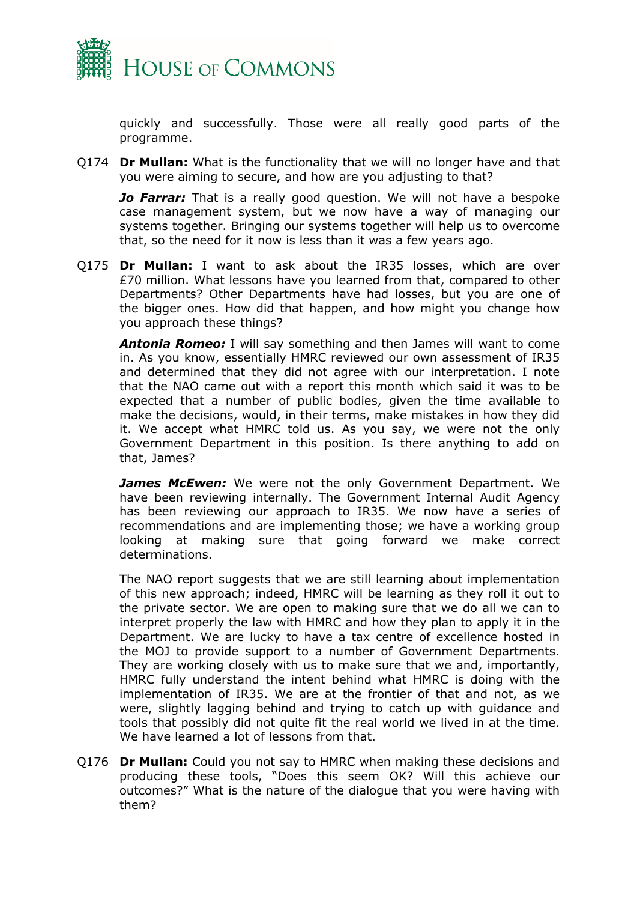quickly and successfully. Those were all really good parts of the programme.

Q174 **Dr Mullan:** What is the functionality that we will no longer have and that you were aiming to secure, and how are you adjusting to that?

***Jo Farrar:*** That is a really good question. We will not have a bespoke case management system, but we now have a way of managing our systems together. Bringing our systems together will help us to overcome that, so the need for it now is less than it was a few years ago.

Q175 **Dr Mullan:** I want to ask about the IR35 losses, which are over £70 million. What lessons have you learned from that, compared to other Departments? Other Departments have had losses, but you are one of the bigger ones. How did that happen, and how might you change how you approach these things?

***Antonia Romeo:*** I will say something and then James will want to come in. As you know, essentially HMRC reviewed our own assessment of IR35 and determined that they did not agree with our interpretation. I note that the NAO came out with a report this month which said it was to be expected that a number of public bodies, given the time available to make the decisions, would, in their terms, make mistakes in how they did it. We accept what HMRC told us. As you say, we were not the only Government Department in this position. Is there anything to add on that, James?

***James McEwen:*** We were not the only Government Department. We have been reviewing internally. The Government Internal Audit Agency has been reviewing our approach to IR35. We now have a series of recommendations and are implementing those; we have a working group looking at making sure that going forward we make correct determinations.

The NAO report suggests that we are still learning about implementation of this new approach; indeed, HMRC will be learning as they roll it out to the private sector. We are open to making sure that we do all we can to interpret properly the law with HMRC and how they plan to apply it in the Department. We are lucky to have a tax centre of excellence hosted in the MOJ to provide support to a number of Government Departments. They are working closely with us to make sure that we and, importantly, HMRC fully understand the intent behind what HMRC is doing with the implementation of IR35. We are at the frontier of that and not, as we were, slightly lagging behind and trying to catch up with guidance and tools that possibly did not quite fit the real world we lived in at the time. We have learned a lot of lessons from that.

Q176 **Dr Mullan:** Could you not say to HMRC when making these decisions and producing these tools, "Does this seem OK? Will this achieve our outcomes?" What is the nature of the dialogue that you were having with them?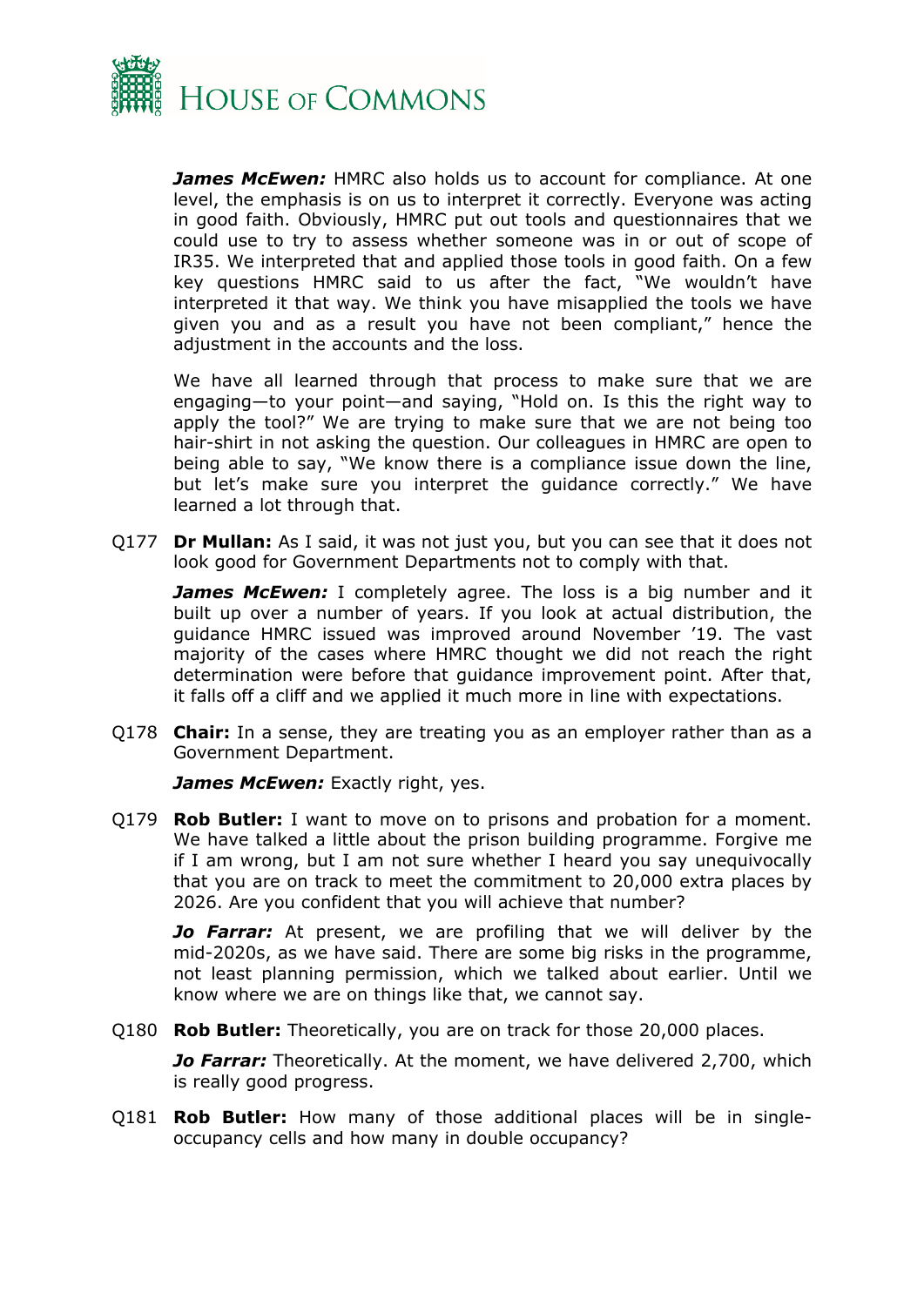***James McEwen:*** HMRC also holds us to account for compliance. At one level, the emphasis is on us to interpret it correctly. Everyone was acting in good faith. Obviously, HMRC put out tools and questionnaires that we could use to try to assess whether someone was in or out of scope of IR35. We interpreted that and applied those tools in good faith. On a few key questions HMRC said to us after the fact, "We wouldn't have interpreted it that way. We think you have misapplied the tools we have given you and as a result you have not been compliant," hence the adjustment in the accounts and the loss.

We have all learned through that process to make sure that we are engaging—to your point—and saying, "Hold on. Is this the right way to apply the tool?" We are trying to make sure that we are not being too hair-shirt in not asking the question. Our colleagues in HMRC are open to being able to say, "We know there is a compliance issue down the line, but let's make sure you interpret the guidance correctly." We have learned a lot through that.

Q177 **Dr Mullan:** As I said, it was not just you, but you can see that it does not look good for Government Departments not to comply with that.

***James McEwen:*** I completely agree. The loss is a big number and it built up over a number of years. If you look at actual distribution, the guidance HMRC issued was improved around November '19. The vast majority of the cases where HMRC thought we did not reach the right determination were before that guidance improvement point. After that, it falls off a cliff and we applied it much more in line with expectations.

Q178 **Chair:** In a sense, they are treating you as an employer rather than as a Government Department.

***James McEwen:*** Exactly right, yes.

Q179 **Rob Butler:** I want to move on to prisons and probation for a moment. We have talked a little about the prison building programme. Forgive me if I am wrong, but I am not sure whether I heard you say unequivocally that you are on track to meet the commitment to 20,000 extra places by 2026. Are you confident that you will achieve that number?

***Jo Farrar:*** At present, we are profiling that we will deliver by the mid-2020s, as we have said. There are some big risks in the programme, not least planning permission, which we talked about earlier. Until we know where we are on things like that, we cannot say.

Q180 **Rob Butler:** Theoretically, you are on track for those 20,000 places.

***Jo Farrar:*** Theoretically. At the moment, we have delivered 2,700, which is really good progress.

Q181 **Rob Butler:** How many of those additional places will be in single-occupancy cells and how many in double occupancy?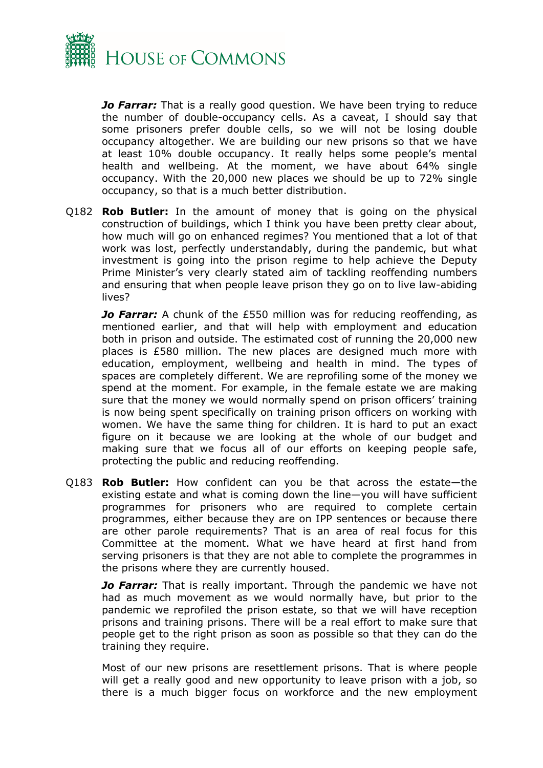***Jo Farrar:*** That is a really good question. We have been trying to reduce the number of double-occupancy cells. As a caveat, I should say that some prisoners prefer double cells, so we will not be losing double occupancy altogether. We are building our new prisons so that we have at least 10% double occupancy. It really helps some people's mental health and wellbeing. At the moment, we have about 64% single occupancy. With the 20,000 new places we should be up to 72% single occupancy, so that is a much better distribution.

Q182 **Rob Butler:** In the amount of money that is going on the physical construction of buildings, which I think you have been pretty clear about, how much will go on enhanced regimes? You mentioned that a lot of that work was lost, perfectly understandably, during the pandemic, but what investment is going into the prison regime to help achieve the Deputy Prime Minister's very clearly stated aim of tackling reoffending numbers and ensuring that when people leave prison they go on to live law-abiding lives?

***Jo Farrar:*** A chunk of the £550 million was for reducing reoffending, as mentioned earlier, and that will help with employment and education both in prison and outside. The estimated cost of running the 20,000 new places is £580 million. The new places are designed much more with education, employment, wellbeing and health in mind. The types of spaces are completely different. We are reprofiling some of the money we spend at the moment. For example, in the female estate we are making sure that the money we would normally spend on prison officers' training is now being spent specifically on training prison officers on working with women. We have the same thing for children. It is hard to put an exact figure on it because we are looking at the whole of our budget and making sure that we focus all of our efforts on keeping people safe, protecting the public and reducing reoffending.

Q183 **Rob Butler:** How confident can you be that across the estate—the existing estate and what is coming down the line—you will have sufficient programmes for prisoners who are required to complete certain programmes, either because they are on IPP sentences or because there are other parole requirements? That is an area of real focus for this Committee at the moment. What we have heard at first hand from serving prisoners is that they are not able to complete the programmes in the prisons where they are currently housed.

***Jo Farrar:*** That is really important. Through the pandemic we have not had as much movement as we would normally have, but prior to the pandemic we reprofiled the prison estate, so that we will have reception prisons and training prisons. There will be a real effort to make sure that people get to the right prison as soon as possible so that they can do the training they require.

Most of our new prisons are resettlement prisons. That is where people will get a really good and new opportunity to leave prison with a job, so there is a much bigger focus on workforce and the new employment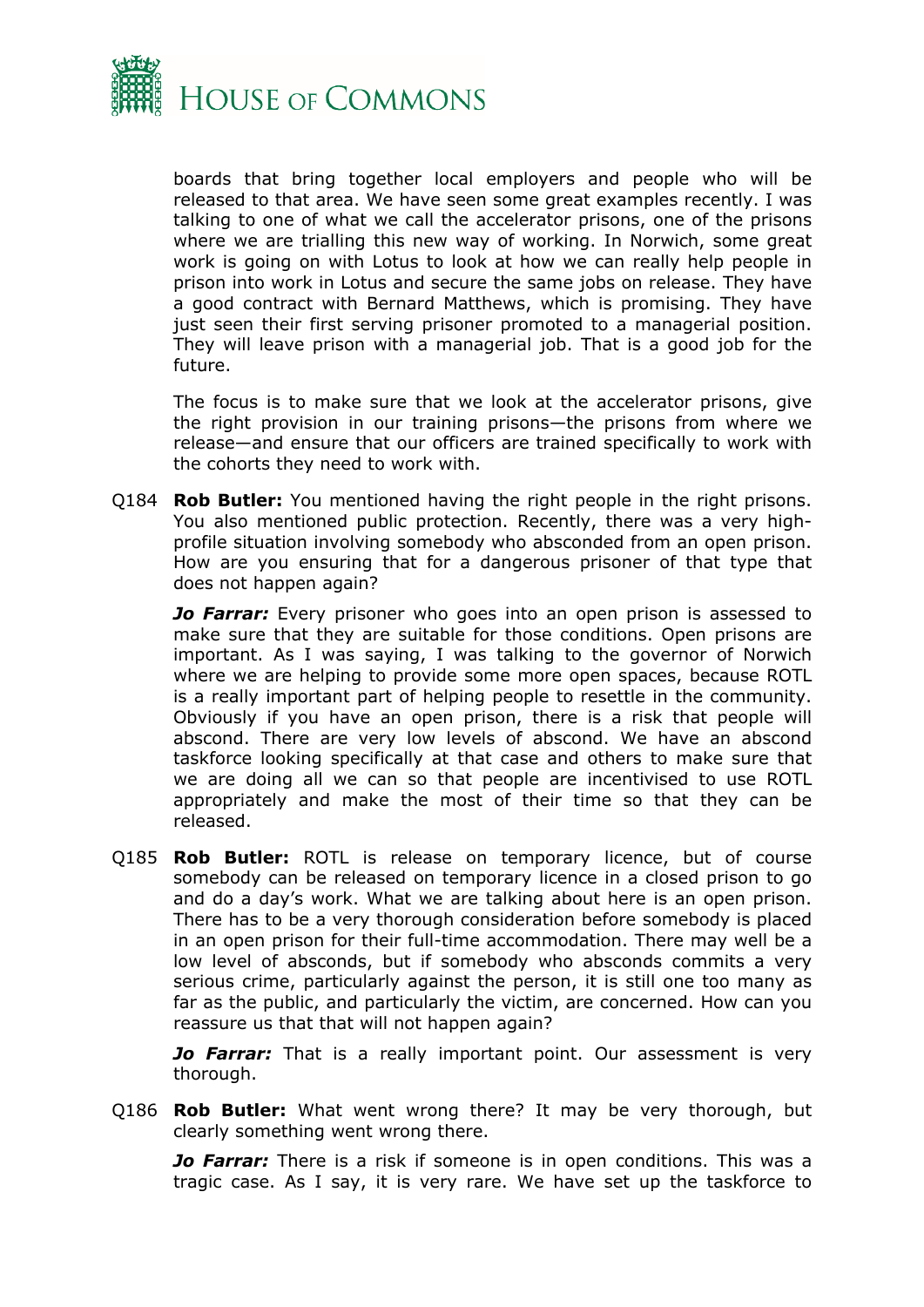boards that bring together local employers and people who will be released to that area. We have seen some great examples recently. I was talking to one of what we call the accelerator prisons, one of the prisons where we are trialling this new way of working. In Norwich, some great work is going on with Lotus to look at how we can really help people in prison into work in Lotus and secure the same jobs on release. They have a good contract with Bernard Matthews, which is promising. They have just seen their first serving prisoner promoted to a managerial position. They will leave prison with a managerial job. That is a good job for the future.

The focus is to make sure that we look at the accelerator prisons, give the right provision in our training prisons—the prisons from where we release—and ensure that our officers are trained specifically to work with the cohorts they need to work with.

Q184 **Rob Butler:** You mentioned having the right people in the right prisons. You also mentioned public protection. Recently, there was a very high-profile situation involving somebody who absconded from an open prison. How are you ensuring that for a dangerous prisoner of that type that does not happen again?

***Jo Farrar:*** Every prisoner who goes into an open prison is assessed to make sure that they are suitable for those conditions. Open prisons are important. As I was saying, I was talking to the governor of Norwich where we are helping to provide some more open spaces, because ROTL is a really important part of helping people to resettle in the community. Obviously if you have an open prison, there is a risk that people will abscond. There are very low levels of abscond. We have an abscond taskforce looking specifically at that case and others to make sure that we are doing all we can so that people are incentivised to use ROTL appropriately and make the most of their time so that they can be released.

Q185 **Rob Butler:** ROTL is release on temporary licence, but of course somebody can be released on temporary licence in a closed prison to go and do a day's work. What we are talking about here is an open prison. There has to be a very thorough consideration before somebody is placed in an open prison for their full-time accommodation. There may well be a low level of absconds, but if somebody who absconds commits a very serious crime, particularly against the person, it is still one too many as far as the public, and particularly the victim, are concerned. How can you reassure us that that will not happen again?

***Jo Farrar:*** That is a really important point. Our assessment is very thorough.

Q186 **Rob Butler:** What went wrong there? It may be very thorough, but clearly something went wrong there.

***Jo Farrar:*** There is a risk if someone is in open conditions. This was a tragic case. As I say, it is very rare. We have set up the taskforce to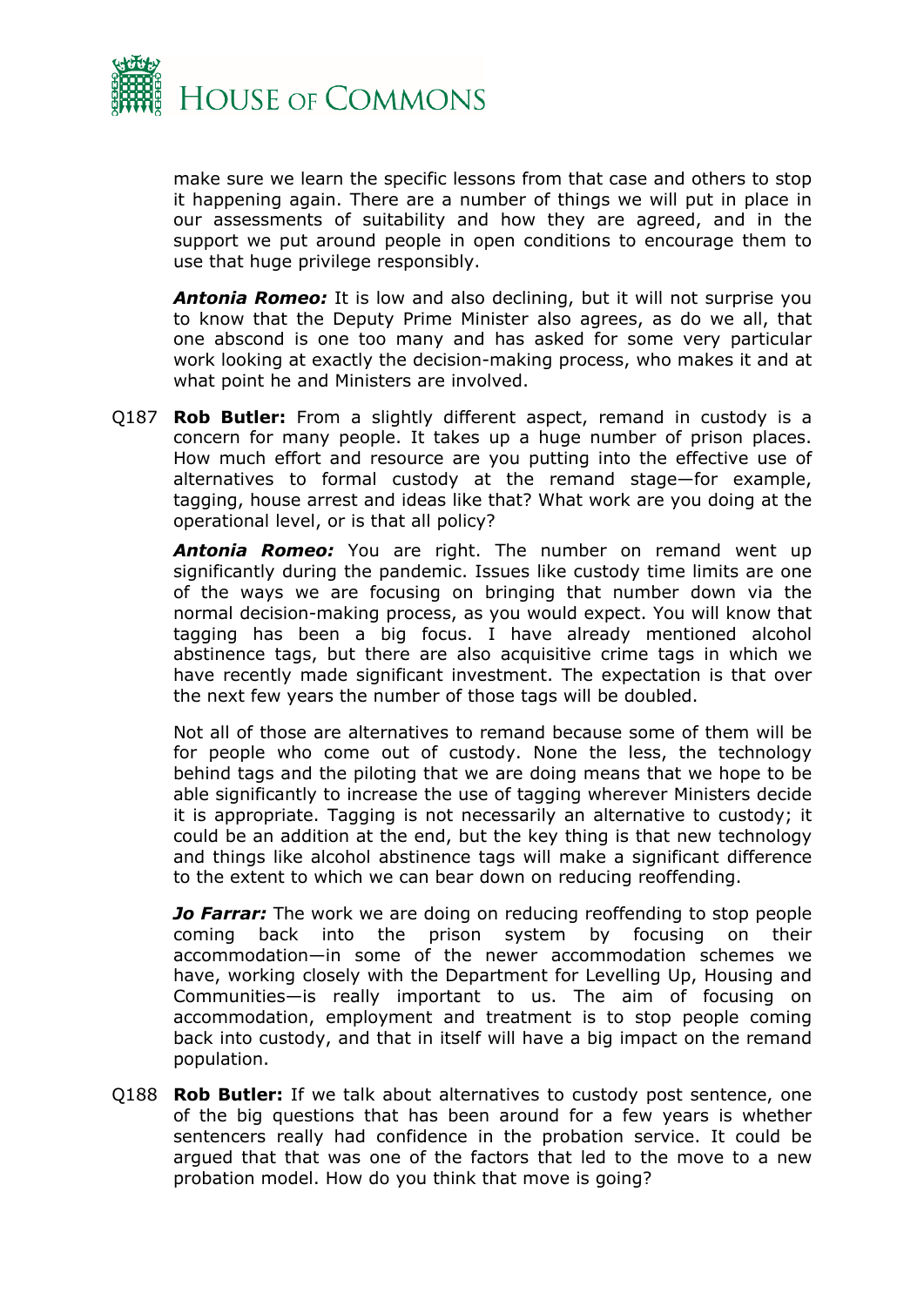make sure we learn the specific lessons from that case and others to stop it happening again. There are a number of things we will put in place in our assessments of suitability and how they are agreed, and in the support we put around people in open conditions to encourage them to use that huge privilege responsibly.

***Antonia Romeo:*** It is low and also declining, but it will not surprise you to know that the Deputy Prime Minister also agrees, as do we all, that one abscond is one too many and has asked for some very particular work looking at exactly the decision-making process, who makes it and at what point he and Ministers are involved.

Q187 **Rob Butler:** From a slightly different aspect, remand in custody is a concern for many people. It takes up a huge number of prison places. How much effort and resource are you putting into the effective use of alternatives to formal custody at the remand stage—for example, tagging, house arrest and ideas like that? What work are you doing at the operational level, or is that all policy?

***Antonia Romeo:*** You are right. The number on remand went up significantly during the pandemic. Issues like custody time limits are one of the ways we are focusing on bringing that number down via the normal decision-making process, as you would expect. You will know that tagging has been a big focus. I have already mentioned alcohol abstinence tags, but there are also acquisitive crime tags in which we have recently made significant investment. The expectation is that over the next few years the number of those tags will be doubled.

Not all of those are alternatives to remand because some of them will be for people who come out of custody. None the less, the technology behind tags and the piloting that we are doing means that we hope to be able significantly to increase the use of tagging wherever Ministers decide it is appropriate. Tagging is not necessarily an alternative to custody; it could be an addition at the end, but the key thing is that new technology and things like alcohol abstinence tags will make a significant difference to the extent to which we can bear down on reducing reoffending.

***Jo Farrar:*** The work we are doing on reducing reoffending to stop people coming back into the prison system by focusing on their accommodation—in some of the newer accommodation schemes we have, working closely with the Department for Levelling Up, Housing and Communities—is really important to us. The aim of focusing on accommodation, employment and treatment is to stop people coming back into custody, and that in itself will have a big impact on the remand population.

Q188 **Rob Butler:** If we talk about alternatives to custody post sentence, one of the big questions that has been around for a few years is whether sentencers really had confidence in the probation service. It could be argued that that was one of the factors that led to the move to a new probation model. How do you think that move is going?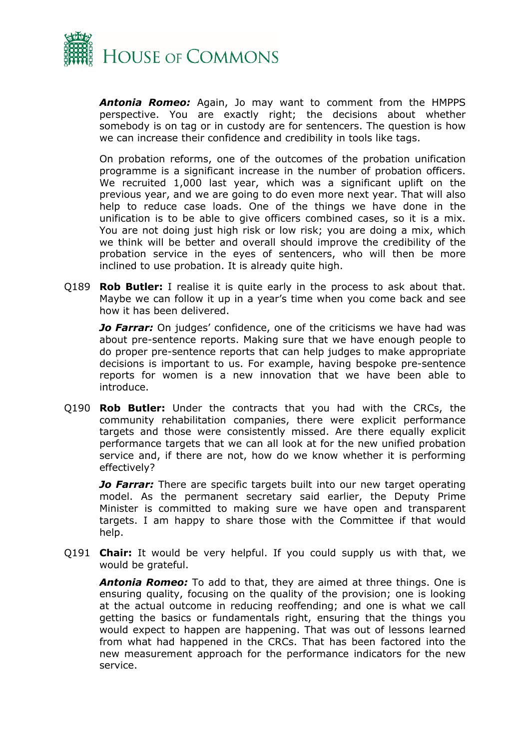***Antonia Romeo:*** Again, Jo may want to comment from the HMPPS perspective. You are exactly right; the decisions about whether somebody is on tag or in custody are for sentencers. The question is how we can increase their confidence and credibility in tools like tags.

On probation reforms, one of the outcomes of the probation unification programme is a significant increase in the number of probation officers. We recruited 1,000 last year, which was a significant uplift on the previous year, and we are going to do even more next year. That will also help to reduce case loads. One of the things we have done in the unification is to be able to give officers combined cases, so it is a mix. You are not doing just high risk or low risk; you are doing a mix, which we think will be better and overall should improve the credibility of the probation service in the eyes of sentencers, who will then be more inclined to use probation. It is already quite high.

Q189 **Rob Butler:** I realise it is quite early in the process to ask about that. Maybe we can follow it up in a year's time when you come back and see how it has been delivered.

***Jo Farrar:*** On judges' confidence, one of the criticisms we have had was about pre-sentence reports. Making sure that we have enough people to do proper pre-sentence reports that can help judges to make appropriate decisions is important to us. For example, having bespoke pre-sentence reports for women is a new innovation that we have been able to introduce.

Q190 **Rob Butler:** Under the contracts that you had with the CRCs, the community rehabilitation companies, there were explicit performance targets and those were consistently missed. Are there equally explicit performance targets that we can all look at for the new unified probation service and, if there are not, how do we know whether it is performing effectively?

***Jo Farrar:*** There are specific targets built into our new target operating model. As the permanent secretary said earlier, the Deputy Prime Minister is committed to making sure we have open and transparent targets. I am happy to share those with the Committee if that would help.

Q191 **Chair:** It would be very helpful. If you could supply us with that, we would be grateful.

***Antonia Romeo:*** To add to that, they are aimed at three things. One is ensuring quality, focusing on the quality of the provision; one is looking at the actual outcome in reducing reoffending; and one is what we call getting the basics or fundamentals right, ensuring that the things you would expect to happen are happening. That was out of lessons learned from what had happened in the CRCs. That has been factored into the new measurement approach for the performance indicators for the new service.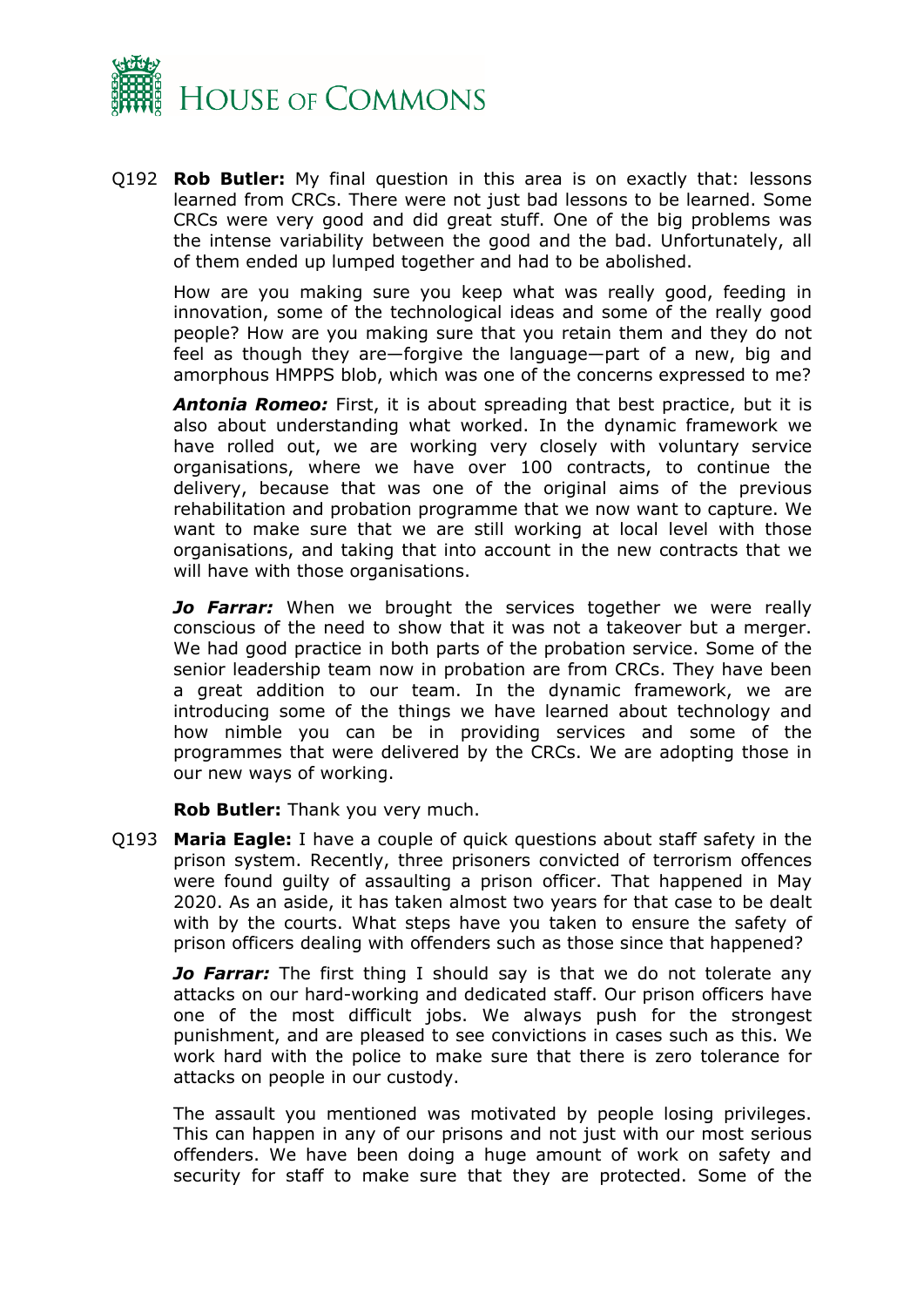Q192 **Rob Butler:** My final question in this area is on exactly that: lessons learned from CRCs. There were not just bad lessons to be learned. Some CRCs were very good and did great stuff. One of the big problems was the intense variability between the good and the bad. Unfortunately, all of them ended up lumped together and had to be abolished.

How are you making sure you keep what was really good, feeding in innovation, some of the technological ideas and some of the really good people? How are you making sure that you retain them and they do not feel as though they are—forgive the language—part of a new, big and amorphous HMPPS blob, which was one of the concerns expressed to me?

***Antonia Romeo:*** First, it is about spreading that best practice, but it is also about understanding what worked. In the dynamic framework we have rolled out, we are working very closely with voluntary service organisations, where we have over 100 contracts, to continue the delivery, because that was one of the original aims of the previous rehabilitation and probation programme that we now want to capture. We want to make sure that we are still working at local level with those organisations, and taking that into account in the new contracts that we will have with those organisations.

***Jo Farrar:*** When we brought the services together we were really conscious of the need to show that it was not a takeover but a merger. We had good practice in both parts of the probation service. Some of the senior leadership team now in probation are from CRCs. They have been a great addition to our team. In the dynamic framework, we are introducing some of the things we have learned about technology and how nimble you can be in providing services and some of the programmes that were delivered by the CRCs. We are adopting those in our new ways of working.

**Rob Butler:** Thank you very much.

Q193 **Maria Eagle:** I have a couple of quick questions about staff safety in the prison system. Recently, three prisoners convicted of terrorism offences were found guilty of assaulting a prison officer. That happened in May 2020. As an aside, it has taken almost two years for that case to be dealt with by the courts. What steps have you taken to ensure the safety of prison officers dealing with offenders such as those since that happened?

***Jo Farrar:*** The first thing I should say is that we do not tolerate any attacks on our hard-working and dedicated staff. Our prison officers have one of the most difficult jobs. We always push for the strongest punishment, and are pleased to see convictions in cases such as this. We work hard with the police to make sure that there is zero tolerance for attacks on people in our custody.

The assault you mentioned was motivated by people losing privileges. This can happen in any of our prisons and not just with our most serious offenders. We have been doing a huge amount of work on safety and security for staff to make sure that they are protected. Some of the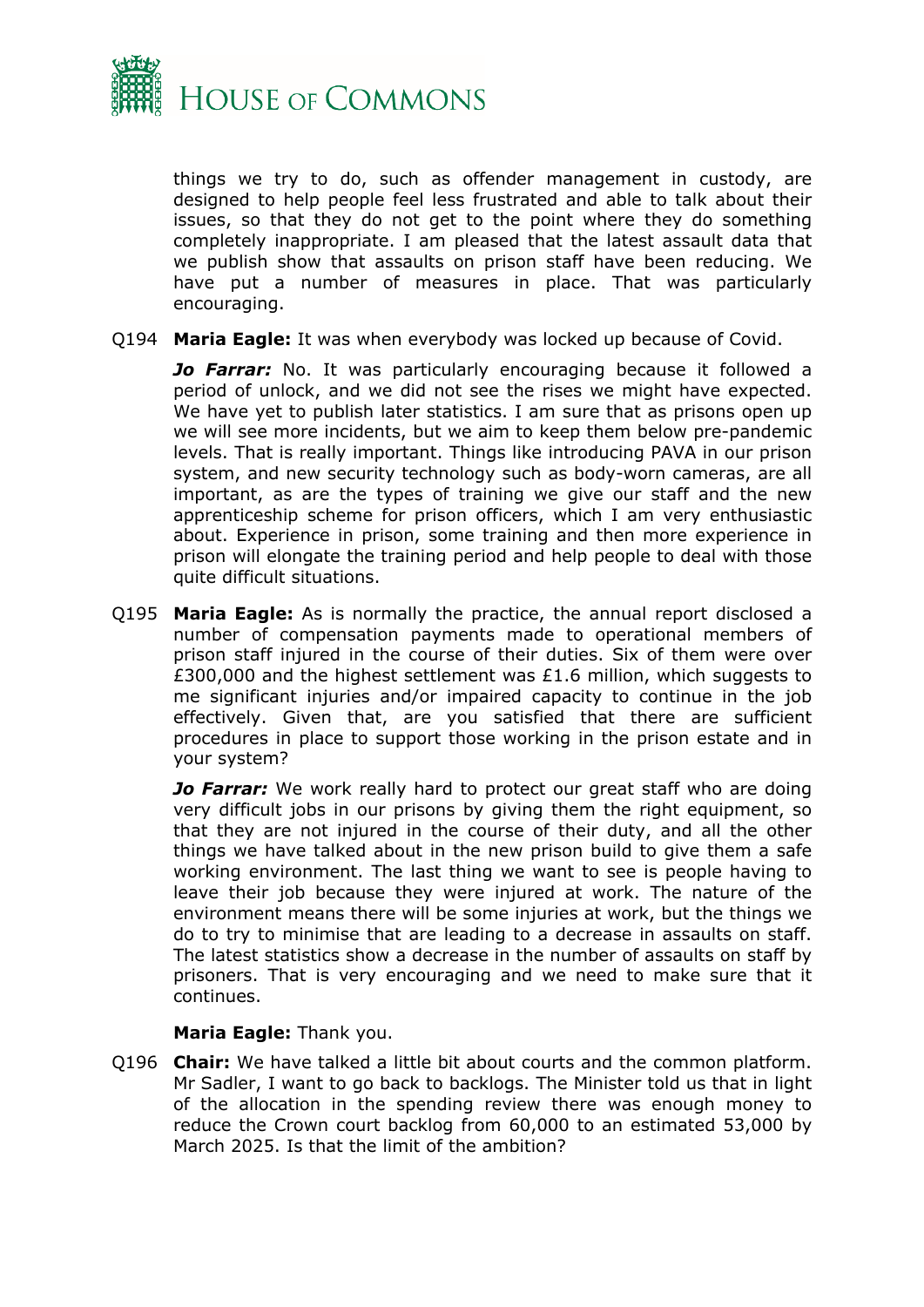things we try to do, such as offender management in custody, are designed to help people feel less frustrated and able to talk about their issues, so that they do not get to the point where they do something completely inappropriate. I am pleased that the latest assault data that we publish show that assaults on prison staff have been reducing. We have put a number of measures in place. That was particularly encouraging.

Q194 **Maria Eagle:** It was when everybody was locked up because of Covid.

***Jo Farrar:*** No. It was particularly encouraging because it followed a period of unlock, and we did not see the rises we might have expected. We have yet to publish later statistics. I am sure that as prisons open up we will see more incidents, but we aim to keep them below pre-pandemic levels. That is really important. Things like introducing PAVA in our prison system, and new security technology such as body-worn cameras, are all important, as are the types of training we give our staff and the new apprenticeship scheme for prison officers, which I am very enthusiastic about. Experience in prison, some training and then more experience in prison will elongate the training period and help people to deal with those quite difficult situations.

Q195 **Maria Eagle:** As is normally the practice, the annual report disclosed a number of compensation payments made to operational members of prison staff injured in the course of their duties. Six of them were over £300,000 and the highest settlement was £1.6 million, which suggests to me significant injuries and/or impaired capacity to continue in the job effectively. Given that, are you satisfied that there are sufficient procedures in place to support those working in the prison estate and in your system?

***Jo Farrar:*** We work really hard to protect our great staff who are doing very difficult jobs in our prisons by giving them the right equipment, so that they are not injured in the course of their duty, and all the other things we have talked about in the new prison build to give them a safe working environment. The last thing we want to see is people having to leave their job because they were injured at work. The nature of the environment means there will be some injuries at work, but the things we do to try to minimise that are leading to a decrease in assaults on staff. The latest statistics show a decrease in the number of assaults on staff by prisoners. That is very encouraging and we need to make sure that it continues.

**Maria Eagle:** Thank you.

Q196 **Chair:** We have talked a little bit about courts and the common platform. Mr Sadler, I want to go back to backlogs. The Minister told us that in light of the allocation in the spending review there was enough money to reduce the Crown court backlog from 60,000 to an estimated 53,000 by March 2025. Is that the limit of the ambition?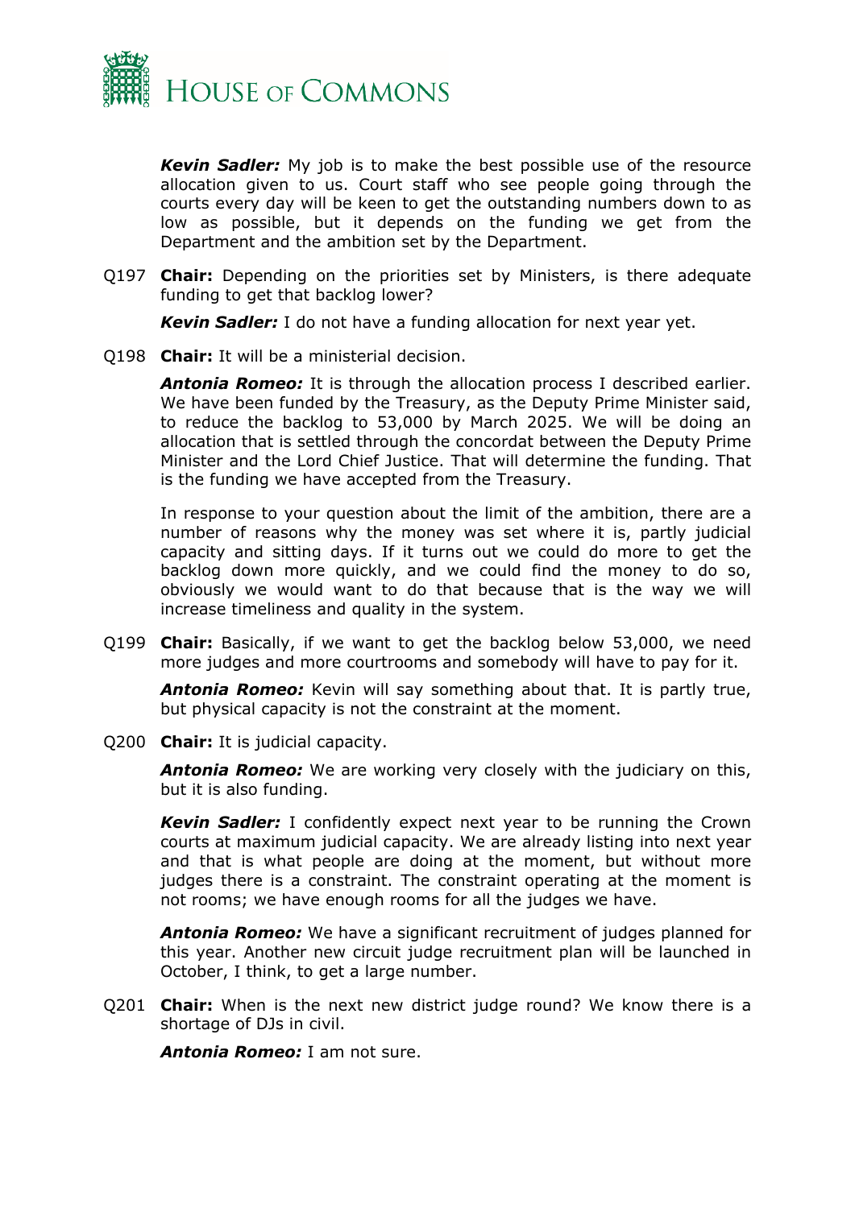***Kevin Sadler:*** My job is to make the best possible use of the resource allocation given to us. Court staff who see people going through the courts every day will be keen to get the outstanding numbers down to as low as possible, but it depends on the funding we get from the Department and the ambition set by the Department.

Q197 **Chair:** Depending on the priorities set by Ministers, is there adequate funding to get that backlog lower?

***Kevin Sadler:*** I do not have a funding allocation for next year yet.

Q198 **Chair:** It will be a ministerial decision.

***Antonia Romeo:*** It is through the allocation process I described earlier. We have been funded by the Treasury, as the Deputy Prime Minister said, to reduce the backlog to 53,000 by March 2025. We will be doing an allocation that is settled through the concordat between the Deputy Prime Minister and the Lord Chief Justice. That will determine the funding. That is the funding we have accepted from the Treasury.

In response to your question about the limit of the ambition, there are a number of reasons why the money was set where it is, partly judicial capacity and sitting days. If it turns out we could do more to get the backlog down more quickly, and we could find the money to do so, obviously we would want to do that because that is the way we will increase timeliness and quality in the system.

Q199 **Chair:** Basically, if we want to get the backlog below 53,000, we need more judges and more courtrooms and somebody will have to pay for it.

***Antonia Romeo:*** Kevin will say something about that. It is partly true, but physical capacity is not the constraint at the moment.

Q200 **Chair:** It is judicial capacity.

***Antonia Romeo:*** We are working very closely with the judiciary on this, but it is also funding.

***Kevin Sadler:*** I confidently expect next year to be running the Crown courts at maximum judicial capacity. We are already listing into next year and that is what people are doing at the moment, but without more judges there is a constraint. The constraint operating at the moment is not rooms; we have enough rooms for all the judges we have.

***Antonia Romeo:*** We have a significant recruitment of judges planned for this year. Another new circuit judge recruitment plan will be launched in October, I think, to get a large number.

Q201 **Chair:** When is the next new district judge round? We know there is a shortage of DJs in civil.

***Antonia Romeo:*** I am not sure.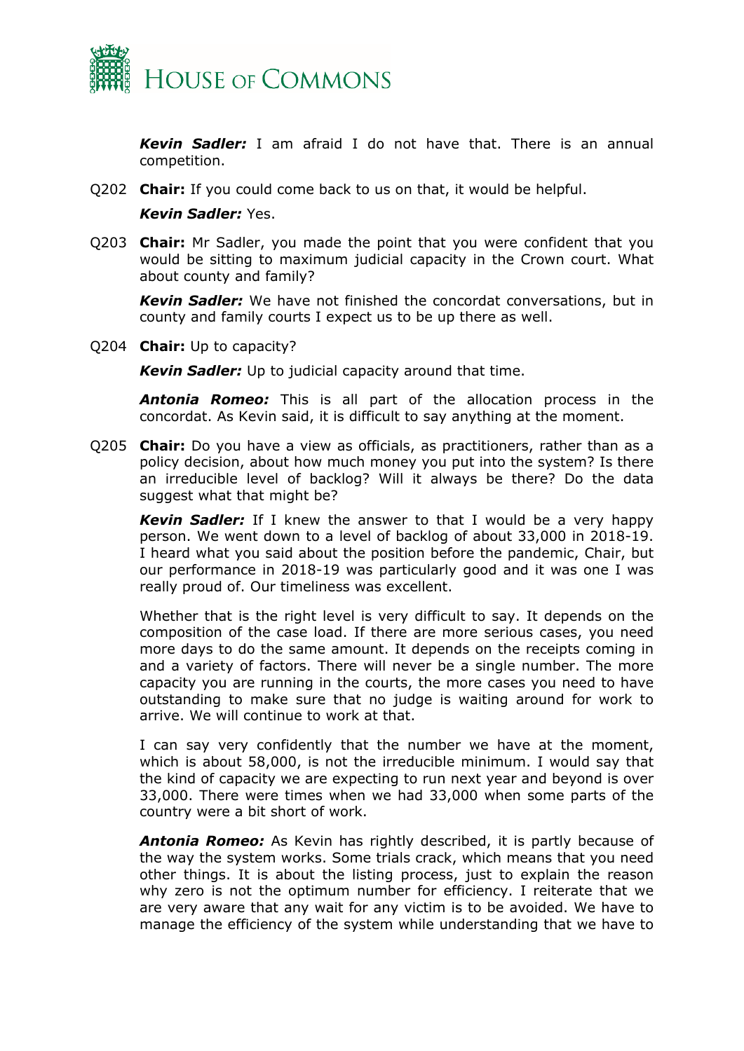***Kevin Sadler:*** I am afraid I do not have that. There is an annual competition.

Q202 **Chair:** If you could come back to us on that, it would be helpful.

***Kevin Sadler:*** Yes.

Q203 **Chair:** Mr Sadler, you made the point that you were confident that you would be sitting to maximum judicial capacity in the Crown court. What about county and family?

***Kevin Sadler:*** We have not finished the concordat conversations, but in county and family courts I expect us to be up there as well.

Q204 **Chair:** Up to capacity?

***Kevin Sadler:*** Up to judicial capacity around that time.

***Antonia Romeo:*** This is all part of the allocation process in the concordat. As Kevin said, it is difficult to say anything at the moment.

Q205 **Chair:** Do you have a view as officials, as practitioners, rather than as a policy decision, about how much money you put into the system? Is there an irreducible level of backlog? Will it always be there? Do the data suggest what that might be?

***Kevin Sadler:*** If I knew the answer to that I would be a very happy person. We went down to a level of backlog of about 33,000 in 2018-19. I heard what you said about the position before the pandemic, Chair, but our performance in 2018-19 was particularly good and it was one I was really proud of. Our timeliness was excellent.

Whether that is the right level is very difficult to say. It depends on the composition of the case load. If there are more serious cases, you need more days to do the same amount. It depends on the receipts coming in and a variety of factors. There will never be a single number. The more capacity you are running in the courts, the more cases you need to have outstanding to make sure that no judge is waiting around for work to arrive. We will continue to work at that.

I can say very confidently that the number we have at the moment, which is about 58,000, is not the irreducible minimum. I would say that the kind of capacity we are expecting to run next year and beyond is over 33,000. There were times when we had 33,000 when some parts of the country were a bit short of work.

***Antonia Romeo:*** As Kevin has rightly described, it is partly because of the way the system works. Some trials crack, which means that you need other things. It is about the listing process, just to explain the reason why zero is not the optimum number for efficiency. I reiterate that we are very aware that any wait for any victim is to be avoided. We have to manage the efficiency of the system while understanding that we have to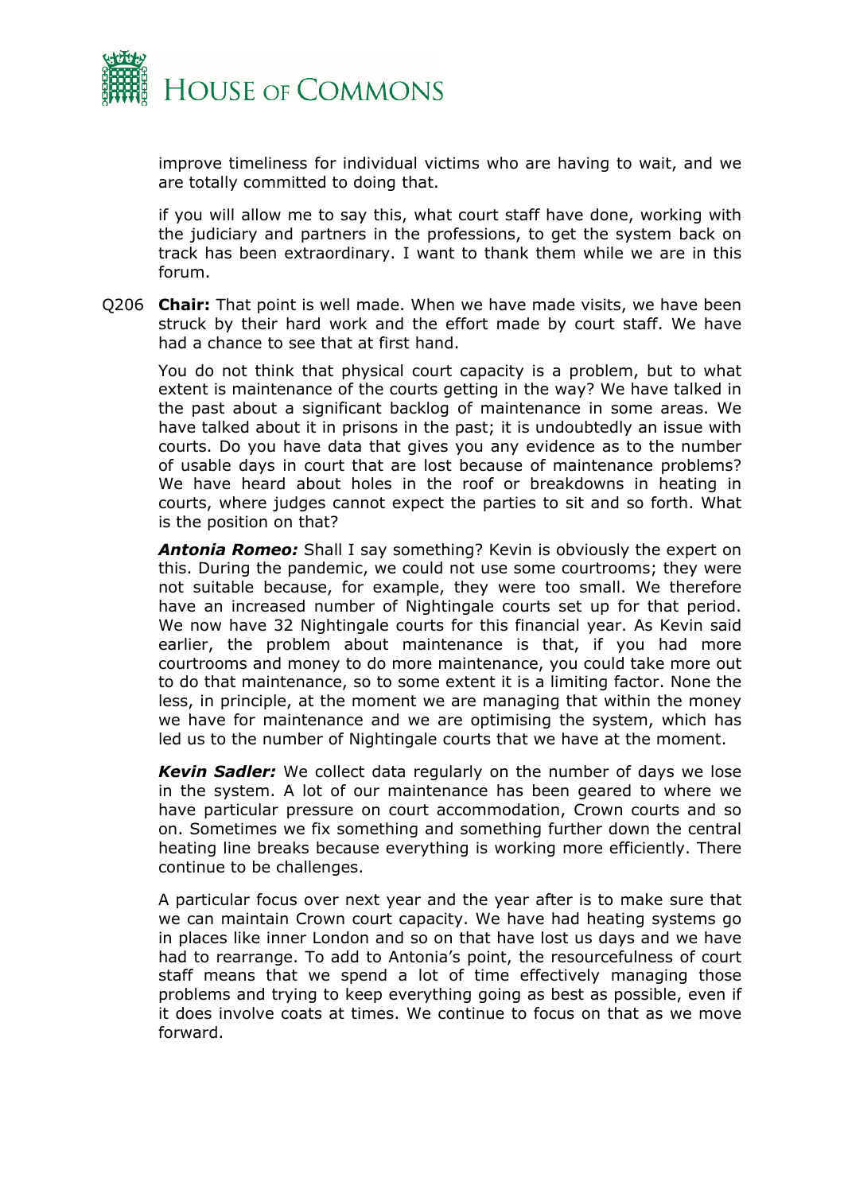improve timeliness for individual victims who are having to wait, and we are totally committed to doing that.

if you will allow me to say this, what court staff have done, working with the judiciary and partners in the professions, to get the system back on track has been extraordinary. I want to thank them while we are in this forum.

Q206 **Chair:** That point is well made. When we have made visits, we have been struck by their hard work and the effort made by court staff. We have had a chance to see that at first hand.

You do not think that physical court capacity is a problem, but to what extent is maintenance of the courts getting in the way? We have talked in the past about a significant backlog of maintenance in some areas. We have talked about it in prisons in the past; it is undoubtedly an issue with courts. Do you have data that gives you any evidence as to the number of usable days in court that are lost because of maintenance problems? We have heard about holes in the roof or breakdowns in heating in courts, where judges cannot expect the parties to sit and so forth. What is the position on that?

***Antonia Romeo:*** Shall I say something? Kevin is obviously the expert on this. During the pandemic, we could not use some courtrooms; they were not suitable because, for example, they were too small. We therefore have an increased number of Nightingale courts set up for that period. We now have 32 Nightingale courts for this financial year. As Kevin said earlier, the problem about maintenance is that, if you had more courtrooms and money to do more maintenance, you could take more out to do that maintenance, so to some extent it is a limiting factor. None the less, in principle, at the moment we are managing that within the money we have for maintenance and we are optimising the system, which has led us to the number of Nightingale courts that we have at the moment.

***Kevin Sadler:*** We collect data regularly on the number of days we lose in the system. A lot of our maintenance has been geared to where we have particular pressure on court accommodation, Crown courts and so on. Sometimes we fix something and something further down the central heating line breaks because everything is working more efficiently. There continue to be challenges.

A particular focus over next year and the year after is to make sure that we can maintain Crown court capacity. We have had heating systems go in places like inner London and so on that have lost us days and we have had to rearrange. To add to Antonia's point, the resourcefulness of court staff means that we spend a lot of time effectively managing those problems and trying to keep everything going as best as possible, even if it does involve coats at times. We continue to focus on that as we move forward.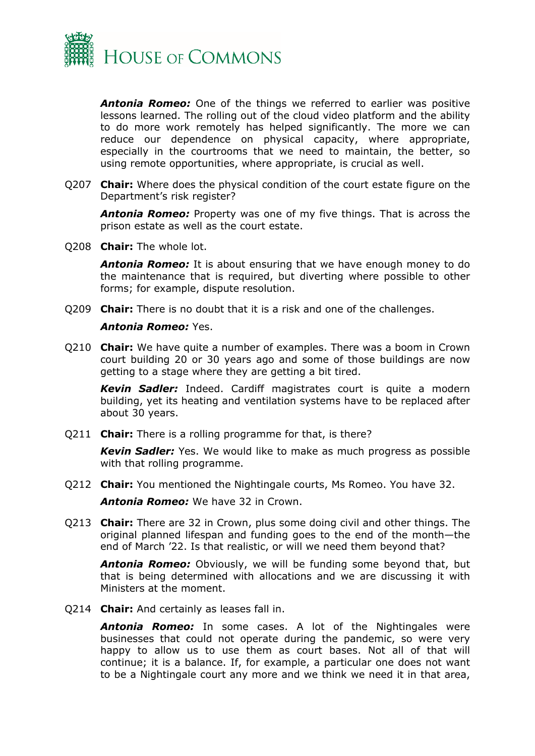***Antonia Romeo:*** One of the things we referred to earlier was positive lessons learned. The rolling out of the cloud video platform and the ability to do more work remotely has helped significantly. The more we can reduce our dependence on physical capacity, where appropriate, especially in the courtrooms that we need to maintain, the better, so using remote opportunities, where appropriate, is crucial as well.

Q207 **Chair:** Where does the physical condition of the court estate figure on the Department's risk register?

***Antonia Romeo:*** Property was one of my five things. That is across the prison estate as well as the court estate.

Q208 **Chair:** The whole lot.

***Antonia Romeo:*** It is about ensuring that we have enough money to do the maintenance that is required, but diverting where possible to other forms; for example, dispute resolution.

Q209 **Chair:** There is no doubt that it is a risk and one of the challenges.

***Antonia Romeo:*** Yes.

Q210 **Chair:** We have quite a number of examples. There was a boom in Crown court building 20 or 30 years ago and some of those buildings are now getting to a stage where they are getting a bit tired.

***Kevin Sadler:*** Indeed. Cardiff magistrates court is quite a modern building, yet its heating and ventilation systems have to be replaced after about 30 years.

Q211 **Chair:** There is a rolling programme for that, is there?

***Kevin Sadler:*** Yes. We would like to make as much progress as possible with that rolling programme.

Q212 **Chair:** You mentioned the Nightingale courts, Ms Romeo. You have 32.

***Antonia Romeo:*** We have 32 in Crown.

Q213 **Chair:** There are 32 in Crown, plus some doing civil and other things. The original planned lifespan and funding goes to the end of the month—the end of March '22. Is that realistic, or will we need them beyond that?

***Antonia Romeo:*** Obviously, we will be funding some beyond that, but that is being determined with allocations and we are discussing it with Ministers at the moment.

Q214 **Chair:** And certainly as leases fall in.

***Antonia Romeo:*** In some cases. A lot of the Nightingales were businesses that could not operate during the pandemic, so were very happy to allow us to use them as court bases. Not all of that will continue; it is a balance. If, for example, a particular one does not want to be a Nightingale court any more and we think we need it in that area,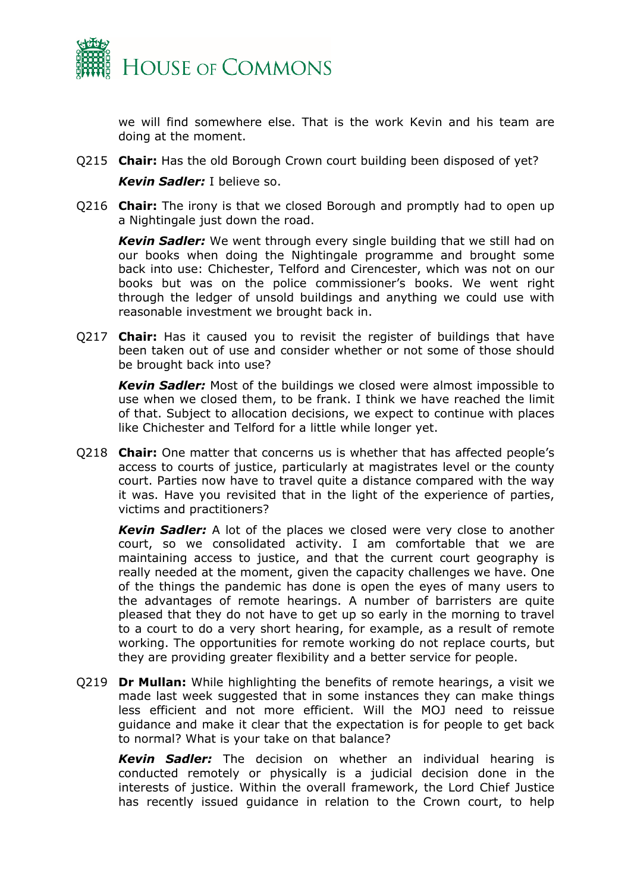we will find somewhere else. That is the work Kevin and his team are doing at the moment.

Q215 **Chair:** Has the old Borough Crown court building been disposed of yet?

***Kevin Sadler:*** I believe so.

Q216 **Chair:** The irony is that we closed Borough and promptly had to open up a Nightingale just down the road.

***Kevin Sadler:*** We went through every single building that we still had on our books when doing the Nightingale programme and brought some back into use: Chichester, Telford and Cirencester, which was not on our books but was on the police commissioner's books. We went right through the ledger of unsold buildings and anything we could use with reasonable investment we brought back in.

Q217 **Chair:** Has it caused you to revisit the register of buildings that have been taken out of use and consider whether or not some of those should be brought back into use?

***Kevin Sadler:*** Most of the buildings we closed were almost impossible to use when we closed them, to be frank. I think we have reached the limit of that. Subject to allocation decisions, we expect to continue with places like Chichester and Telford for a little while longer yet.

Q218 **Chair:** One matter that concerns us is whether that has affected people's access to courts of justice, particularly at magistrates level or the county court. Parties now have to travel quite a distance compared with the way it was. Have you revisited that in the light of the experience of parties, victims and practitioners?

***Kevin Sadler:*** A lot of the places we closed were very close to another court, so we consolidated activity. I am comfortable that we are maintaining access to justice, and that the current court geography is really needed at the moment, given the capacity challenges we have. One of the things the pandemic has done is open the eyes of many users to the advantages of remote hearings. A number of barristers are quite pleased that they do not have to get up so early in the morning to travel to a court to do a very short hearing, for example, as a result of remote working. The opportunities for remote working do not replace courts, but they are providing greater flexibility and a better service for people.

Q219 **Dr Mullan:** While highlighting the benefits of remote hearings, a visit we made last week suggested that in some instances they can make things less efficient and not more efficient. Will the MOJ need to reissue guidance and make it clear that the expectation is for people to get back to normal? What is your take on that balance?

***Kevin Sadler:*** The decision on whether an individual hearing is conducted remotely or physically is a judicial decision done in the interests of justice. Within the overall framework, the Lord Chief Justice has recently issued guidance in relation to the Crown court, to help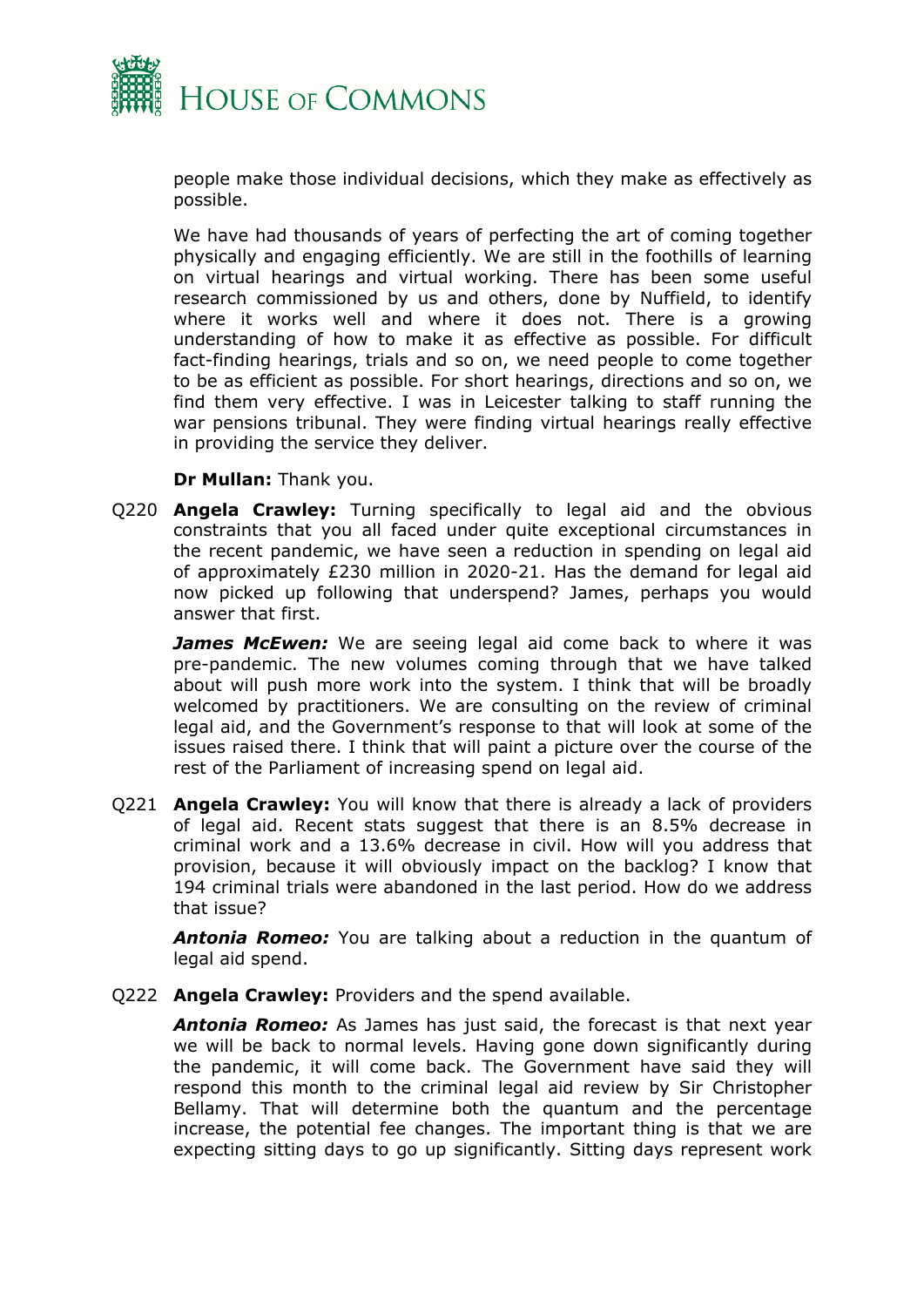people make those individual decisions, which they make as effectively as possible.

We have had thousands of years of perfecting the art of coming together physically and engaging efficiently. We are still in the foothills of learning on virtual hearings and virtual working. There has been some useful research commissioned by us and others, done by Nuffield, to identify where it works well and where it does not. There is a growing understanding of how to make it as effective as possible. For difficult fact-finding hearings, trials and so on, we need people to come together to be as efficient as possible. For short hearings, directions and so on, we find them very effective. I was in Leicester talking to staff running the war pensions tribunal. They were finding virtual hearings really effective in providing the service they deliver.

**Dr Mullan:** Thank you.

Q220 **Angela Crawley:** Turning specifically to legal aid and the obvious constraints that you all faced under quite exceptional circumstances in the recent pandemic, we have seen a reduction in spending on legal aid of approximately £230 million in 2020-21. Has the demand for legal aid now picked up following that underspend? James, perhaps you would answer that first.

***James McEwen:*** We are seeing legal aid come back to where it was pre-pandemic. The new volumes coming through that we have talked about will push more work into the system. I think that will be broadly welcomed by practitioners. We are consulting on the review of criminal legal aid, and the Government's response to that will look at some of the issues raised there. I think that will paint a picture over the course of the rest of the Parliament of increasing spend on legal aid.

Q221 **Angela Crawley:** You will know that there is already a lack of providers of legal aid. Recent stats suggest that there is an 8.5% decrease in criminal work and a 13.6% decrease in civil. How will you address that provision, because it will obviously impact on the backlog? I know that 194 criminal trials were abandoned in the last period. How do we address that issue?

***Antonia Romeo:*** You are talking about a reduction in the quantum of legal aid spend.

Q222 **Angela Crawley:** Providers and the spend available.

***Antonia Romeo:*** As James has just said, the forecast is that next year we will be back to normal levels. Having gone down significantly during the pandemic, it will come back. The Government have said they will respond this month to the criminal legal aid review by Sir Christopher Bellamy. That will determine both the quantum and the percentage increase, the potential fee changes. The important thing is that we are expecting sitting days to go up significantly. Sitting days represent work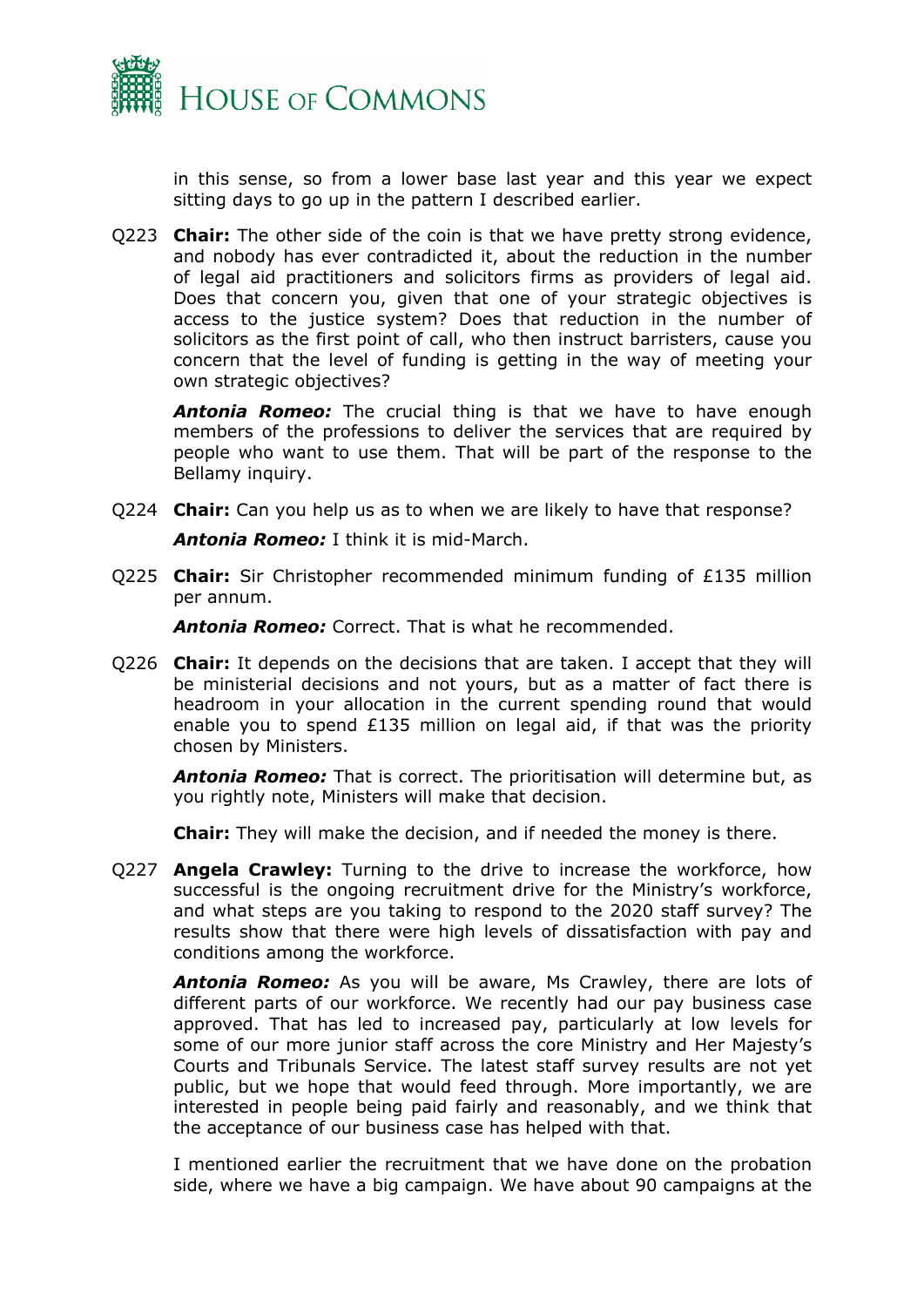in this sense, so from a lower base last year and this year we expect sitting days to go up in the pattern I described earlier.

Q223 **Chair:** The other side of the coin is that we have pretty strong evidence, and nobody has ever contradicted it, about the reduction in the number of legal aid practitioners and solicitors firms as providers of legal aid. Does that concern you, given that one of your strategic objectives is access to the justice system? Does that reduction in the number of solicitors as the first point of call, who then instruct barristers, cause you concern that the level of funding is getting in the way of meeting your own strategic objectives?

***Antonia Romeo:*** The crucial thing is that we have to have enough members of the professions to deliver the services that are required by people who want to use them. That will be part of the response to the Bellamy inquiry.

Q224 **Chair:** Can you help us as to when we are likely to have that response?

***Antonia Romeo:*** I think it is mid-March.

Q225 **Chair:** Sir Christopher recommended minimum funding of £135 million per annum.

***Antonia Romeo:*** Correct. That is what he recommended.

Q226 **Chair:** It depends on the decisions that are taken. I accept that they will be ministerial decisions and not yours, but as a matter of fact there is headroom in your allocation in the current spending round that would enable you to spend £135 million on legal aid, if that was the priority chosen by Ministers.

***Antonia Romeo:*** That is correct. The prioritisation will determine but, as you rightly note, Ministers will make that decision.

**Chair:** They will make the decision, and if needed the money is there.

Q227 **Angela Crawley:** Turning to the drive to increase the workforce, how successful is the ongoing recruitment drive for the Ministry's workforce, and what steps are you taking to respond to the 2020 staff survey? The results show that there were high levels of dissatisfaction with pay and conditions among the workforce.

***Antonia Romeo:*** As you will be aware, Ms Crawley, there are lots of different parts of our workforce. We recently had our pay business case approved. That has led to increased pay, particularly at low levels for some of our more junior staff across the core Ministry and Her Majesty's Courts and Tribunals Service. The latest staff survey results are not yet public, but we hope that would feed through. More importantly, we are interested in people being paid fairly and reasonably, and we think that the acceptance of our business case has helped with that.

I mentioned earlier the recruitment that we have done on the probation side, where we have a big campaign. We have about 90 campaigns at the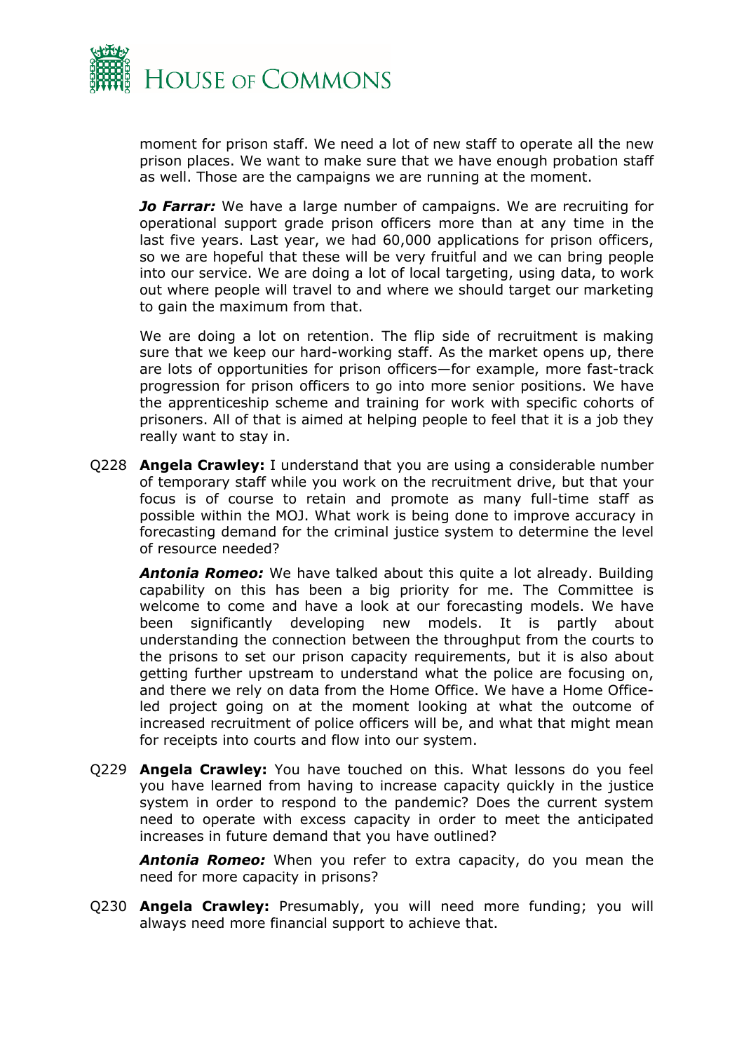moment for prison staff. We need a lot of new staff to operate all the new prison places. We want to make sure that we have enough probation staff as well. Those are the campaigns we are running at the moment.

***Jo Farrar:*** We have a large number of campaigns. We are recruiting for operational support grade prison officers more than at any time in the last five years. Last year, we had 60,000 applications for prison officers, so we are hopeful that these will be very fruitful and we can bring people into our service. We are doing a lot of local targeting, using data, to work out where people will travel to and where we should target our marketing to gain the maximum from that.

We are doing a lot on retention. The flip side of recruitment is making sure that we keep our hard-working staff. As the market opens up, there are lots of opportunities for prison officers—for example, more fast-track progression for prison officers to go into more senior positions. We have the apprenticeship scheme and training for work with specific cohorts of prisoners. All of that is aimed at helping people to feel that it is a job they really want to stay in.

Q228 **Angela Crawley:** I understand that you are using a considerable number of temporary staff while you work on the recruitment drive, but that your focus is of course to retain and promote as many full-time staff as possible within the MOJ. What work is being done to improve accuracy in forecasting demand for the criminal justice system to determine the level of resource needed?

***Antonia Romeo:*** We have talked about this quite a lot already. Building capability on this has been a big priority for me. The Committee is welcome to come and have a look at our forecasting models. We have been significantly developing new models. It is partly about understanding the connection between the throughput from the courts to the prisons to set our prison capacity requirements, but it is also about getting further upstream to understand what the police are focusing on, and there we rely on data from the Home Office. We have a Home Office-led project going on at the moment looking at what the outcome of increased recruitment of police officers will be, and what that might mean for receipts into courts and flow into our system.

Q229 **Angela Crawley:** You have touched on this. What lessons do you feel you have learned from having to increase capacity quickly in the justice system in order to respond to the pandemic? Does the current system need to operate with excess capacity in order to meet the anticipated increases in future demand that you have outlined?

***Antonia Romeo:*** When you refer to extra capacity, do you mean the need for more capacity in prisons?

Q230 **Angela Crawley:** Presumably, you will need more funding; you will always need more financial support to achieve that.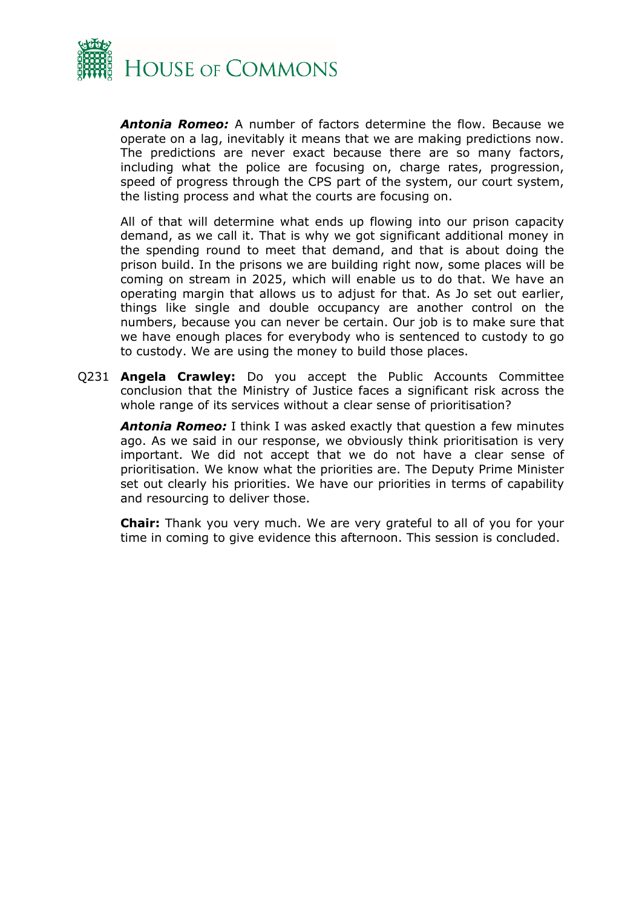***Antonia Romeo:*** A number of factors determine the flow. Because we operate on a lag, inevitably it means that we are making predictions now. The predictions are never exact because there are so many factors, including what the police are focusing on, charge rates, progression, speed of progress through the CPS part of the system, our court system, the listing process and what the courts are focusing on.

All of that will determine what ends up flowing into our prison capacity demand, as we call it. That is why we got significant additional money in the spending round to meet that demand, and that is about doing the prison build. In the prisons we are building right now, some places will be coming on stream in 2025, which will enable us to do that. We have an operating margin that allows us to adjust for that. As Jo set out earlier, things like single and double occupancy are another control on the numbers, because you can never be certain. Our job is to make sure that we have enough places for everybody who is sentenced to custody to go to custody. We are using the money to build those places.

Q231 **Angela Crawley:** Do you accept the Public Accounts Committee conclusion that the Ministry of Justice faces a significant risk across the whole range of its services without a clear sense of prioritisation?

***Antonia Romeo:*** I think I was asked exactly that question a few minutes ago. As we said in our response, we obviously think prioritisation is very important. We did not accept that we do not have a clear sense of prioritisation. We know what the priorities are. The Deputy Prime Minister set out clearly his priorities. We have our priorities in terms of capability and resourcing to deliver those.

**Chair:** Thank you very much. We are very grateful to all of you for your time in coming to give evidence this afternoon. This session is concluded.